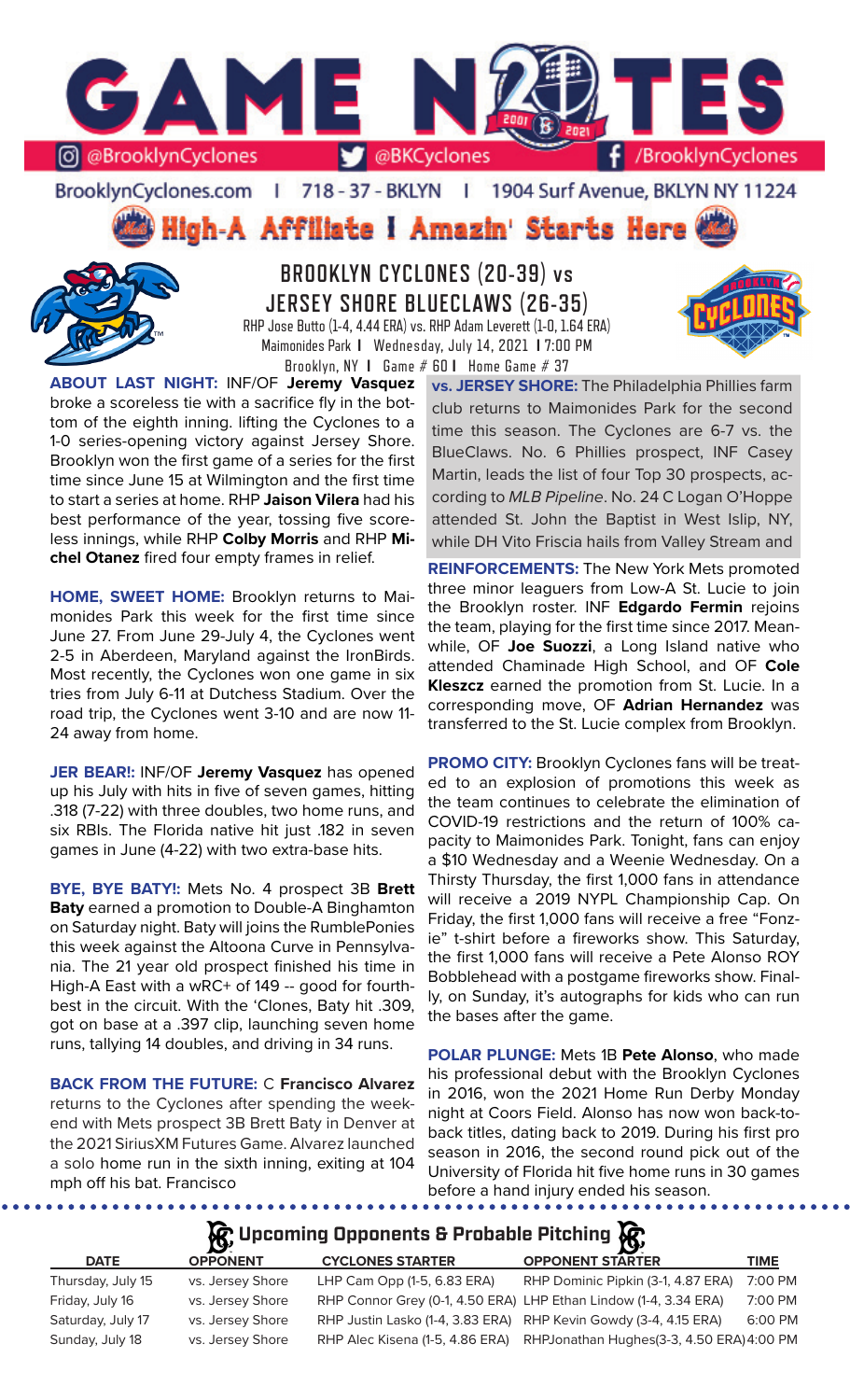# GAME NOTES

@BrooklynCyclones | @BKCyclones | /BrooklynCyclones

BrooklynCyclones.com | 718-37-BKLYN | 1904 Surf Avenue, BKLYN NY 11224

## High-A Affiliate I Amazin' Starts Here

## BROOKLYN CYCLONES (20-39) vs JERSEY SHORE BLUECLAWS (26-35)

RHP Jose Butto (1-4, 4.44 ERA) vs. RHP Adam Leverett (1-0, 1.64 ERA)
Maimonides Park | Wednesday, July 14, 2021 | 7:00 PM
Brooklyn, NY | Game # 60 | Home Game # 37

**ABOUT LAST NIGHT:** INF/OF **Jeremy Vasquez** broke a scoreless tie with a sacrifice fly in the bottom of the eighth inning. lifting the Cyclones to a 1-0 series-opening victory against Jersey Shore. Brooklyn won the first game of a series for the first time since June 15 at Wilmington and the first time to start a series at home. RHP **Jaison Vilera** had his best performance of the year, tossing five scoreless innings, while RHP **Colby Morris** and RHP **Michel Otanez** fired four empty frames in relief.

**HOME, SWEET HOME:** Brooklyn returns to Maimonides Park this week for the first time since June 27. From June 29-July 4, the Cyclones went 2-5 in Aberdeen, Maryland against the IronBirds. Most recently, the Cyclones won one game in six tries from July 6-11 at Dutchess Stadium. Over the road trip, the Cyclones went 3-10 and are now 11-24 away from home.

**JER BEAR!:** INF/OF **Jeremy Vasquez** has opened up his July with hits in five of seven games, hitting .318 (7-22) with three doubles, two home runs, and six RBIs. The Florida native hit just .182 in seven games in June (4-22) with two extra-base hits.

**BYE, BYE BATY!:** Mets No. 4 prospect 3B **Brett Baty** earned a promotion to Double-A Binghamton on Saturday night. Baty will joins the RumblePonies this week against the Altoona Curve in Pennsylvania. The 21 year old prospect finished his time in High-A East with a wRC+ of 149 -- good for fourth-best in the circuit. With the 'Clones, Baty hit .309, got on base at a .397 clip, launching seven home runs, tallying 14 doubles, and driving in 34 runs.

**BACK FROM THE FUTURE:** C **Francisco Alvarez** returns to the Cyclones after spending the weekend with Mets prospect 3B Brett Baty in Denver at the 2021 SiriusXM Futures Game. Alvarez launched a solo home run in the sixth inning, exiting at 104 mph off his bat. Francisco

**vs. JERSEY SHORE:** The Philadelphia Phillies farm club returns to Maimonides Park for the second time this season. The Cyclones are 6-7 vs. the BlueClaws. No. 6 Phillies prospect, INF Casey Martin, leads the list of four Top 30 prospects, according to *MLB Pipeline*. No. 24 C Logan O'Hoppe attended St. John the Baptist in West Islip, NY, while DH Vito Friscia hails from Valley Stream and

**REINFORCEMENTS:** The New York Mets promoted three minor leaguers from Low-A St. Lucie to join the Brooklyn roster. INF **Edgardo Fermin** rejoins the team, playing for the first time since 2017. Meanwhile, OF **Joe Suozzi**, a Long Island native who attended Chaminade High School, and OF **Cole Kleszcz** earned the promotion from St. Lucie. In a corresponding move, OF **Adrian Hernandez** was transferred to the St. Lucie complex from Brooklyn.

**PROMO CITY:** Brooklyn Cyclones fans will be treated to an explosion of promotions this week as the team continues to celebrate the elimination of COVID-19 restrictions and the return of 100% capacity to Maimonides Park. Tonight, fans can enjoy a $10 Wednesday and a Weenie Wednesday. On a Thirsty Thursday, the first 1,000 fans in attendance will receive a 2019 NYPL Championship Cap. On Friday, the first 1,000 fans will receive a free "Fonzie" t-shirt before a fireworks show. This Saturday, the first 1,000 fans will receive a Pete Alonso ROY Bobblehead with a postgame fireworks show. Finally, on Sunday, it's autographs for kids who can run the bases after the game.

**POLAR PLUNGE:** Mets 1B **Pete Alonso**, who made his professional debut with the Brooklyn Cyclones in 2016, won the 2021 Home Run Derby Monday night at Coors Field. Alonso has now won back-to-back titles, dating back to 2019. During his first pro season in 2016, the second round pick out of the University of Florida hit five home runs in 30 games before a hand injury ended his season.

## Upcoming Opponents & Probable Pitching

| DATE | OPPONENT | CYCLONES STARTER | OPPONENT STARTER | TIME |
|---|---|---|---|---|
| Thursday, July 15 | vs. Jersey Shore | LHP Cam Opp (1-5, 6.83 ERA) | RHP Dominic Pipkin (3-1, 4.87 ERA) | 7:00 PM |
| Friday, July 16 | vs. Jersey Shore | RHP Connor Grey (0-1, 4.50 ERA) | LHP Ethan Lindow (1-4, 3.34 ERA) | 7:00 PM |
| Saturday, July 17 | vs. Jersey Shore | RHP Justin Lasko (1-4, 3.83 ERA) | RHP Kevin Gowdy (3-4, 4.15 ERA) | 6:00 PM |
| Sunday, July 18 | vs. Jersey Shore | RHP Alec Kisena (1-5, 4.86 ERA) | RHPJonathan Hughes(3-3, 4.50 ERA) | 4:00 PM |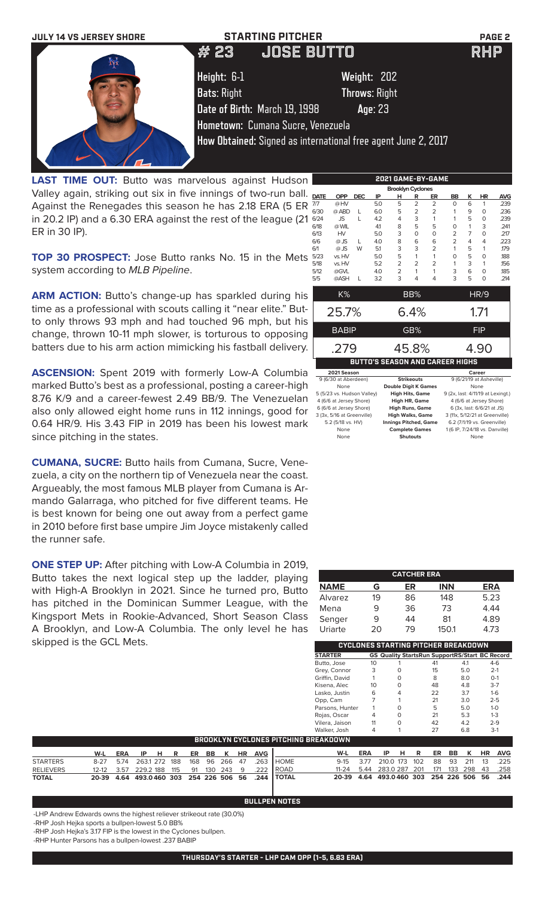JULY 14 VS JERSEY SHORE

# STARTING PITCHER

## # 23 JOSE BUTTO RHP

**Height:** 6-1 **Weight:** 202

**Bats:** Right **Throws:** Right

**Date of Birth:** March 19, 1998 **Age:** 23

**Hometown:** Cumana Sucre, Venezuela

**How Obtained:** Signed as international free agent June 2, 2017

**LAST TIME OUT:** Butto was marvelous against Hudson Valley again, striking out six in five innings of two-run ball. Against the Renegades this season he has 2.18 ERA (5 ER in 20.2 IP) and a 6.30 ERA against the rest of the league (21 ER in 30 IP).

**TOP 30 PROSPECT:** Jose Butto ranks No. 15 in the Mets system according to *MLB Pipeline*.

**ARM ACTION:** Butto's change-up has sparkled during his time as a professional with scouts calling it "near elite." Butto only throws 93 mph and had touched 96 mph, but his change, thrown 10-11 mph slower, is torturous to opposing batters due to his arm action mimicking his fastball delivery.

**ASCENSION:** Spent 2019 with formerly Low-A Columbia marked Butto's best as a professional, posting a career-high 8.76 K/9 and a career-fewest 2.49 BB/9. The Venezuelan also only allowed eight home runs in 112 innings, good for 0.64 HR/9. His 3.43 FIP in 2019 has been his lowest mark since pitching in the states.

**CUMANA, SUCRE:** Butto hails from Cumana, Sucre, Venezuela, a city on the northern tip of Venezuela near the coast. Argueably, the most famous MLB player from Cumana is Armando Galarraga, who pitched for five different teams. He is best known for being one out away from a perfect game in 2010 before first base umpire Jim Joyce mistakenly called the runner safe.

**ONE STEP UP:** After pitching with Low-A Columbia in 2019, Butto takes the next logical step up the ladder, playing with High-A Brooklyn in 2021. Since he turned pro, Butto has pitched in the Dominican Summer League, with the Kingsport Mets in Rookie-Advanced, Short Season Class A Brooklyn, and Low-A Columbia. The only level he has skipped is the GCL Mets.

### 2021 GAME-BY-GAME

Brooklyn Cyclones

| DATE | OPP | DEC | IP | H | R | ER | BB | K | HR | AVG |
|---|---|---|---|---|---|---|---|---|---|---|
| 7/7 | @HV | | 5.0 | 5 | 2 | 2 | 0 | 6 | 1 | .239 |
| 6/30 | @ABD | L | 6.0 | 5 | 2 | 2 | 1 | 9 | 0 | .236 |
| 6/24 | JS | L | 4.2 | 4 | 3 | 1 | 1 | 5 | 0 | .239 |
| 6/18 | @WIL | | 4.1 | 8 | 5 | 5 | 0 | 1 | 3 | .241 |
| 6/13 | HV | | 5.0 | 3 | 0 | 0 | 2 | 7 | 0 | .217 |
| 6/6 | @JS | L | 4.0 | 8 | 6 | 6 | 2 | 4 | 4 | .223 |
| 6/1 | @JS | W | 5.1 | 3 | 3 | 2 | 1 | 5 | 1 | .179 |
| 5/23 | vs.HV | | 5.0 | 5 | 1 | 1 | 0 | 5 | 0 | .188 |
| 5/18 | vs.HV | | 5.2 | 2 | 2 | 2 | 1 | 3 | 1 | .156 |
| 5/12 | @GVL | | 4.0 | 2 | 1 | 1 | 3 | 6 | 0 | .185 |
| 5/5 | @ASH | L | 3.2 | 3 | 4 | 4 | 3 | 5 | 0 | .214 |

| K% | BB% | HR/9 |
|---|---|---|
| 25.7% | 6.4% | 1.71 |

| BABIP | GB% | FIP |
|---|---|---|
| .279 | 45.8% | 4.90 |

### BUTTO'S SEASON AND CAREER HIGHS

| 2021 Season | | Career |
|---|---|---|
| 9 (6/30 at Aberdeen) | Strikeouts | 9 (6/21/19 at Asheville) |
| None | Double Digit K Games | None |
| 5 (5/23 vs. Hudson Valley) | High Hits, Game | 9 (2x, last: 4/11/19 at Lexingt.) |
| 4 (6/6 at Jersey Shore) | High HR, Game | 4 (6/6 at Jersey Shore) |
| 6 (6/6 at Jersey Shore) | High Runs, Game | 6 (3x, last: 6/6/21 at JS) |
| 3 (3x, 5/16 at Greenville) | High Walks, Game | 3 (11x, 5/12/21 at Greenville) |
| 5.2 (5/18 vs. HV) | Innings Pitched, Game | 6.2 (7/1/19 vs. Greenville) |
| None | Complete Games | 1 (6 IP, 7/24/18 vs. Danville) |
| None | Shutouts | None |

### CATCHER ERA

| NAME | G | ER | INN | ERA |
|---|---|---|---|---|
| Alvarez | 19 | 86 | 148 | 5.23 |
| Mena | 9 | 36 | 73 | 4.44 |
| Senger | 9 | 44 | 81 | 4.89 |
| Uriarte | 20 | 79 | 150.1 | 4.73 |

### CYCLONES STARTING PITCHER BREAKDOWN

| STARTER | GS | Quality Starts | Run Support | RS/Start | BC Record |
|---|---|---|---|---|---|
| Butto, Jose | 10 | 1 | 41 | 4.1 | 4-6 |
| Grey, Connor | 3 | 0 | 15 | 5.0 | 2-1 |
| Griffin, David | 1 | 0 | 8 | 8.0 | 0-1 |
| Kisena, Alec | 10 | 0 | 48 | 4.8 | 3-7 |
| Lasko, Justin | 6 | 4 | 22 | 3.7 | 1-6 |
| Opp, Cam | 7 | 1 | 21 | 3.0 | 2-5 |
| Parsons, Hunter | 1 | 0 | 5 | 5.0 | 1-0 |
| Rojas, Oscar | 4 | 0 | 21 | 5.3 | 1-3 |
| Vilera, Jaison | 11 | 0 | 42 | 4.2 | 2-9 |
| Walker, Josh | 4 | 1 | 27 | 6.8 | 3-1 |

### BROOKLYN CYCLONES PITCHING BREAKDOWN

| | W-L | ERA | IP | H | R | ER | BB | K | HR | AVG |
|---|---|---|---|---|---|---|---|---|---|---|
| STARTERS | 8-27 | 5.74 | 263.1 | 272 | 188 | 168 | 96 | 266 | 47 | .263 |
| RELIEVERS | 12-12 | 3.57 | 229.2 | 188 | 115 | 91 | 130 | 243 | 9 | .222 |
| TOTAL | 20-39 | 4.64 | 493.0 | 460 | 303 | 254 | 226 | 506 | 56 | .244 |

| | W-L | ERA | IP | H | R | ER | BB | K | HR | AVG |
|---|---|---|---|---|---|---|---|---|---|---|
| HOME | 9-15 | 3.77 | 210.0 | 173 | 102 | 88 | 93 | 211 | 13 | .225 |
| ROAD | 11-24 | 5.44 | 283.0 | 287 | 201 | 171 | 133 | 298 | 43 | .258 |
| TOTAL | 20-39 | 4.64 | 493.0 | 460 | 303 | 254 | 226 | 506 | 56 | .244 |

### BULLPEN NOTES

-LHP Andrew Edwards owns the highest reliever strikeout rate (30.0%)

-RHP Josh Hejka sports a bullpen-lowest 5.0 BB%

-RHP Josh Hejka's 3.17 FIP is the lowest in the Cyclones bullpen.

-RHP Hunter Parsons has a bullpen-lowest .237 BABIP

THURSDAY'S STARTER - LHP CAM OPP (1-5, 6.83 ERA)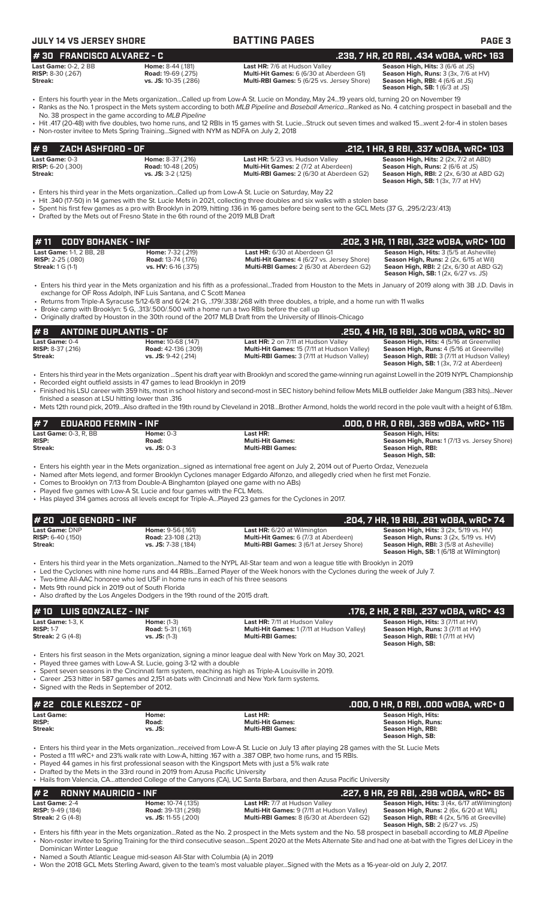## # 30 FRANCISCO ALVAREZ - C — .239, 7 HR, 20 RBI, .434 wOBA, wRC+ 163

| | | | |
|---|---|---|---|
| **Last Game:** 0-2, 2 BB | **Home:** 8-44 (.181) | **Last HR:** 7/6 at Hudson Valley | **Season High, Hits:** 3 (6/6 at JS) |
| **RISP:** 8-30 (.267) | **Road:** 19-69 (.275) | **Multi-Hit Games:** 6 (6/30 at Aberdeen G1) | **Season High, Runs:** 3 (3x, 7/6 at HV) |
| **Streak:** | **vs. JS:** 10-35 (.286) | **Multi-RBI Games:** 5 (6/25 vs. Jersey Shore) | **Season High, RBI:** 4 (6/6 at JS) |
| | | | **Season High, SB:** 1 (6/3 at JS) |

- Enters his fourth year in the Mets organization...Called up from Low-A St. Lucie on Monday, May 24...19 years old, turning 20 on November 19
- Ranks as the No. 1 prospect in the Mets system according to both *MLB Pipeline* and *Baseball America*...Ranked as No. 4 catching prospect in baseball and the No. 38 prospect in the game according to *MLB Pipeline*
- Hit .417 (20-48) with five doubles, two home runs, and 12 RBIs in 15 games with St. Lucie...Struck out seven times and walked 15...went 2-for-4 in stolen bases
- Non-roster invitee to Mets Spring Training...Signed with NYM as NDFA on July 2, 2018

## # 9 ZACH ASHFORD - OF — .212, 1 HR, 9 RBI, .337 wOBA, wRC+ 103

| | | | |
|---|---|---|---|
| **Last Game:** 0-3 | **Home:** 8-37 (.216) | **Last HR:** 5/23 vs. Hudson Valley | **Season High, Hits:** 2 (2x, 7/2 at ABD) |
| **RISP:** 6-20 (.300) | **Road:** 10-48 (.205) | **Multi-Hit Games:** 2 (7/2 at Aberdeen) | **Season High, Runs:** 2 (6/6 at JS) |
| **Streak:** | **vs. JS:** 3-2 (.125) | **Multi-RBI Games:** 2 (6/30 at Aberdeen G2) | **Season High, RBI:** 2 (2x, 6/30 at ABD G2) |
| | | | **Season High, SB:** 1 (3x, 7/7 at HV) |

- Enters his third year in the Mets organization...Called up from Low-A St. Lucie on Saturday, May 22
- Hit .340 (17-50) in 14 games with the St. Lucie Mets in 2021, collecting three doubles and six walks with a stolen base
- Spent his first few games as a pro with Brooklyn in 2019, hitting .136 in 16 games before being sent to the GCL Mets (37 G, .295/2/23/.413)
- Drafted by the Mets out of Fresno State in the 6th round of the 2019 MLB Draft

## # 11 CODY BOHANEK - INF — .202, 3 HR, 11 RBI, .322 wOBA, wRC+ 100

| | | | |
|---|---|---|---|
| **Last Game:** 1-1, 2 BB, 2B | **Home:** 7-32 (.219) | **Last HR:** 6/30 at Aberdeen G1 | **Season High, Hits:** 3 (5/5 at Asheville) |
| **RISP:** 2-25 (.080) | **Road:** 13-74 (.176) | **Multi-Hit Games:** 4 (6/27 vs. Jersey Shore) | **Season High, Runs:** 2 (2x, 6/15 at Wil) |
| **Streak:** 1 G (1-1) | **vs. JS:** 6-16 (.375) | **Multi-RBI Games:** 2 (6/30 at Aberdeen G2) | **Seaon High, RBI:** 2 (2x, 6/30 at ABD G2) |
| | | | **Season High, SB:** 1 (2x, 6/27 vs. JS) |

- Enters his third year in the Mets organization and his fifth as a professional...Traded from Houston to the Mets in January of 2019 along with 3B J.D. Davis in exchange for OF Ross Adolph, INF Luis Santana, and C Scott Manea
- Returns from Triple-A Syracuse 5/12-6/8 and 6/24: 21 G, .179/.338/.268 with three doubles, a triple, and a home run with 11 walks
- Broke camp with Brooklyn: 5 G, .313/.500/.500 with a home run a two RBIs before the call up
- Originally drafted by Houston in the 30th round of the 2017 MLB Draft from the University of Illinois-Chicago

## # 8 ANTOINE DUPLANTIS - OF — .250, 4 HR, 16 RBI, .306 wOBA, wRC+ 90

| | | | |
|---|---|---|---|
| **Last Game:** 0-4 | **Home:** 10-68 (.147) | **Last HR:** 2 on 7/11 at Hudson Valley | **Season High, Hits:** 4 (5/16 at Greenville) |
| **RISP:** 8-37 (.216) | **Road:** 42-136 (.309) | **Multi-Hit Games:** 15 (7/11 at Hudson Valley) | **Season High, Runs:** 4 (5/16 at Greenville) |
| **Streak:** | **vs. JS:** 9-42 (.214) | **Multi-RBI Games:** 3 (7/11 at Hudson Valley) | **Season High, RBI:** 3 (7/11 at Hudson Valley) |
| | | | **Season High, SB:** 1 (3x, 7/2 at Aberdeen) |

- Enters his third year in the Mets organization ...Spent his draft year with Brooklyn and scored the game-winning run against Lowell in the 2019 NYPL Championship
- Recorded eight outfield assists in 47 games to lead Brooklyn in 2019
- Finished his LSU career with 359 hits, most in school history and second-most in SEC history behind fellow Mets MiLB outfielder Jake Mangum (383 hits)...Never finished a season at LSU hitting lower than .316
- Mets 12th round pick, 2019...Also drafted in the 19th round by Cleveland in 2018...Brother Armond, holds the world record in the pole vault with a height of 6.18m.

## # 7 EDUARDO FERMIN - INF — .000, 0 HR, 0 RBI, .369 wOBA, wRC+ 115

| | | | |
|---|---|---|---|
| **Last Game:** 0-3, R, BB | **Home:** 0-3 | **Last HR:** | **Season High, Hits:** |
| **RISP:** | **Road:** | **Multi-Hit Games:** | **Season High, Runs:** 1 (7/13 vs. Jersey Shore) |
| **Streak:** | **vs. JS:** 0-3 | **Multi-RBI Games:** | **Season High, RBI:** |
| | | | **Season High, SB:** |

- Enters his eighth year in the Mets organization...signed as international free agent on July 2, 2014 out of Puerto Ordaz, Venezuela
- Named after Mets legend, and former Brooklyn Cyclones manager Edgardo Alfonzo, and allegedly cried when he first met Fonzie.
- Comes to Brooklyn on 7/13 from Double-A Binghamton (played one game with no ABs)
- Played five games with Low-A St. Lucie and four games with the FCL Mets.
- Has played 314 games across all levels except for Triple-A...Played 23 games for the Cyclones in 2017.

## # 20 JOE GENORD - INF — .204, 7 HR, 19 RBI, .281 wOBA, wRC+ 74

| | | | |
|---|---|---|---|
| **Last Game:** DNP | **Home:** 9-56 (.161) | **Last HR:** 6/20 at Wilmington | **Season High, Hits:** 3 (2x, 5/19 vs. HV) |
| **RISP:** 6-40 (.150) | **Road:** 23-108 (.213) | **Multi-Hit Games:** 6 (7/3 at Aberdeen) | **Season High, Runs:** 3 (2x, 5/19 vs. HV) |
| **Streak:** | **vs. JS:** 7-38 (.184) | **Multi-RBI Games:** 3 (6/1 at Jersey Shore) | **Season High, RBI:** 3 (5/8 at Asheville) |
| | | | **Season High, SB:** 1 (6/18 at Wilmington) |

- Enters his third year in the Mets organization...Named to the NYPL All-Star team and won a league title with Brooklyn in 2019
- Led the Cyclones with nine home runs and 44 RBIs...Earned Player of the Week honors with the Cyclones during the week of July 7.
- Two-time All-AAC honoree who led USF in home runs in each of his three seasons
- Mets 9th round pick in 2019 out of South Florida
- Also drafted by the Los Angeles Dodgers in the 19th round of the 2015 draft.

## # 10 LUIS GONZALEZ - INF — .176, 2 HR, 2 RBI, .237 wOBA, wRC+ 43

| | | | |
|---|---|---|---|
| **Last Game:** 1-3, K | **Home:** (1-3) | **Last HR:** 7/11 at Hudson Valley | **Season High, Hits:** 3 (7/11 at HV) |
| **RISP:** 1-7 | **Road:** 5-31 (.161) | **Multi-Hit Games:** 1 (7/11 at Hudson Valley) | **Season High, Runs:** 3 (7/11 at HV) |
| **Streak:** 2 G (4-8) | **vs. JS:** (1-3) | **Multi-RBI Games:** | **Season High, RBI:** 1 (7/11 at HV) |
| | | | **Season High, SB:** |

- Enters his first season in the Mets organization, signing a minor league deal with New York on May 30, 2021.
- Played three games with Low-A St. Lucie, going 3-12 with a double
- Spent seven seasons in the Cincinnati farm system, reaching as high as Triple-A Louisville in 2019.
- Career .253 hitter in 587 games and 2,151 at-bats with Cincinnati and New York farm systems.
- Signed with the Reds in September of 2012.

## # 22 COLE KLESZCZ - OF — .000, 0 HR, 0 RBI, .000 wOBA, wRC+ 0

| | | | |
|---|---|---|---|
| **Last Game:** | **Home:** | **Last HR:** | **Season High, Hits:** |
| **RISP:** | **Road:** | **Multi-Hit Games:** | **Season High, Runs:** |
| **Streak:** | **vs. JS:** | **Multi-RBI Games:** | **Season High, RBI:** |
| | | | **Season High, SB:** |

- Enters his third year in the Mets organization...received from Low-A St. Lucie on July 13 after playing 28 games with the St. Lucie Mets
- Posted a 111 wRC+ and 23% walk rate with Low-A, hitting .167 with a .387 OBP, two home runs, and 15 RBIs.
- Played 44 games in his first professional season with the Kingsport Mets with just a 5% walk rate
- Drafted by the Mets in the 33rd round in 2019 from Azusa Pacific University
- Hails from Valencia, CA...attended College of the Canyons (CA), UC Santa Barbara, and then Azusa Pacific University

## # 2 RONNY MAURICIO - INF — .227, 9 HR, 29 RBI, .298 wOBA, wRC+ 85

| | | | |
|---|---|---|---|
| **Last Game:** 2-4 | **Home:** 10-74 (.135) | **Last HR:** 7/7 at Hudson Valley | **Season High, Hits:** 3 (4x, 6/17 atWilmington) |
| **RISP:** 9-49 (.184) | **Road:** 39-131 (.298) | **Multi-Hit Games:** 9 (7/11 at Hudson Valley) | **Season High, Runs:** 2 (6x, 6/20 at WIL) |
| **Streak:** 2 G (4-8) | **vs. JS:** 11-55 (.200) | **Multi-RBI Games:** 8 (6/30 at Aberdeen G2) | **Season High, RBI:** 4 (2x, 5/16 at Greeville) |
| | | | **Season High, SB:** 2 (6/27 vs. JS) |

- Enters his fifth year in the Mets organization...Rated as the No. 2 prospect in the Mets system and the No. 58 prospect in baseball according to *MLB Pipeline*
- Non-roster invitee to Spring Training for the third consecutive season...Spent 2020 at the Mets Alternate Site and had one at-bat with the Tigres del Licey in the Dominican Winter League
- Named a South Atlantic League mid-season All-Star with Columbia (A) in 2019
- Won the 2018 GCL Mets Sterling Award, given to the team's most valuable player...Signed with the Mets as a 16-year-old on July 2, 2017.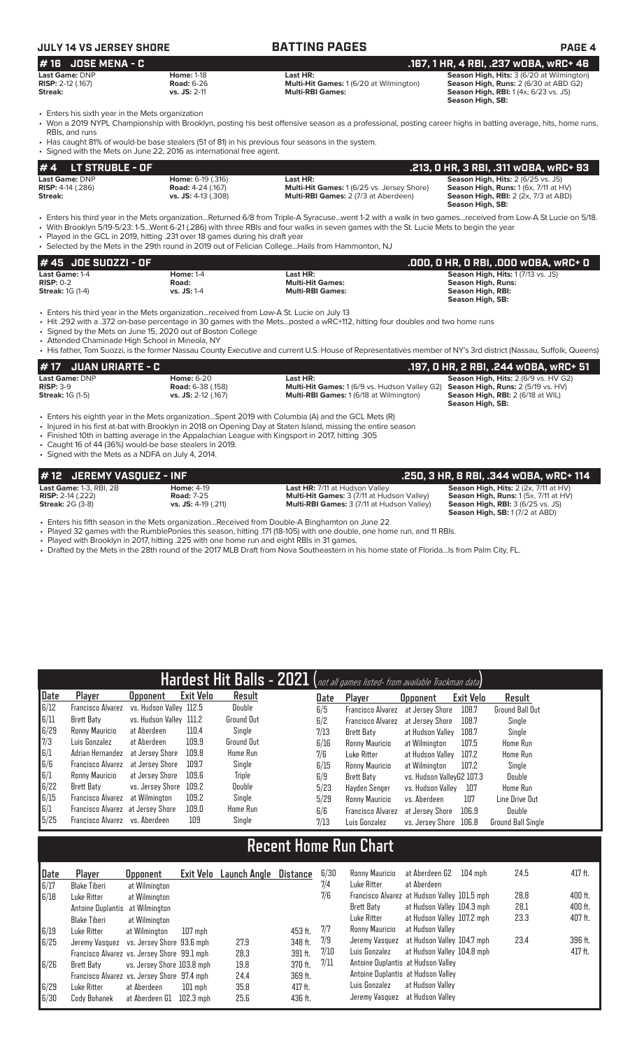**JULY 14 VS JERSEY SHORE — BATTING PAGES**

## # 16 JOSE MENA - C — .167, 1 HR, 4 RBI, .237 wOBA, wRC+ 46

**Last Game:** DNP | **Home:** 1-18 | **Last HR:** | **Season High, Hits:** 3 (6/20 at Wilmington)
**RISP:** 2-12 (.167) | **Road:** 6-26 | **Multi-Hit Games:** 1 (6/20 at Wilmington) | **Season High, Runs:** 2 (6/30 at ABD G2)
**Streak:** | **vs. JS:** 2-11 | **Multi-RBI Games:** | **Season High, RBI:** 1 (4x, 6/23 vs. JS)
**Season High, SB:**

- Enters his sixth year in the Mets organization
- Won a 2019 NYPL Championship with Brooklyn, posting his best offensive season as a professional, posting career highs in batting average, hits, home runs, RBIs, and runs
- Has caught 81% of would-be base stealers (51 of 81) in his previous four seasons in the system.
- Signed with the Mets on June 22, 2016 as international free agent.

## # 4 LT STRUBLE - OF — .213, 0 HR, 3 RBI, .311 wOBA, wRC+ 93

**Last Game:** DNP | **Home:** 6-19 (.316) | **Last HR:** | **Season High, Hits:** 2 (6/25 vs. JS)
**RISP:** 4-14 (.286) | **Road:** 4-24 (.167) | **Multi-Hit Games:** 1 (6/25 vs. Jersey Shore) | **Season High, Runs:** 1 (6x, 7/11 at HV)
**Streak:** | **vs. JS:** 4-13 (.308) | **Multi-RBI Games:** 2 (7/3 at Aberdeen) | **Season High, RBI:** 2 (2x, 7/3 at ABD)
**Season High, SB:**

- Enters his third year in the Mets organization...Returned 6/8 from Triple-A Syracuse...went 1-2 with a walk in two games...received from Low-A St Lucie on 5/18.
- With Brooklyn 5/19-5/23: 1-5...Went 6-21 (.286) with three RBIs and four walks in seven games with the St. Lucie Mets to begin the year
- Played in the GCL in 2019, hitting .231 over 18 games during his draft year
- Selected by the Mets in the 29th round in 2019 out of Felician College...Hails from Hammonton, NJ

## # 45 JOE SUOZZI - OF — .000, 0 HR, 0 RBI, .000 wOBA, wRC+ 0

**Last Game:** 1-4 | **Home:** 1-4 | **Last HR:** | **Season High, Hits:** 1 (7/13 vs. JS)
**RISP:** 0-2 | **Road:** | **Multi-Hit Games:** | **Season High, Runs:**
**Streak:** 1G (1-4) | **vs. JS:** 1-4 | **Multi-RBI Games:** | **Season High, RBI:**
**Season High, SB:**

- Enters his third year in the Mets organization...received from Low-A St. Lucie on July 13
- Hit .292 with a .372 on-base percentage in 30 games with the Mets...posted a wRC+112, hitting four doubles and two home runs
- Signed by the Mets on June 15, 2020 out of Boston College
- Attended Chaminade High School in Mineola, NY
- His father, Tom Suozzi, is the former Nassau County Executive and current U.S. House of Representatives member of NY's 3rd district (Nassau, Suffolk, Queens)

## # 17 JUAN URIARTE - C — .197, 0 HR, 2 RBI, .244 wOBA, wRC+ 51

**Last Game:** DNP | **Home:** 6-20 | **Last HR:** | **Season High, Hits:** 2 (6/9 vs. HV G2)
**RISP:** 3-9 | **Road:** 6-38 (.158) | **Multi-Hit Games:** 1 (6/9 vs. Hudson Valley G2) | **Season High, Runs:** 2 (5/19 vs. HV)
**Streak:** 1G (1-5) | **vs. JS:** 2-12 (.167) | **Multi-RBI Games:** 1 (6/18 at Wilmington) | **Season High, RBI:** 2 (6/18 at WIL)
**Season High, SB:**

- Enters his eighth year in the Mets organization...Spent 2019 with Columbia (A) and the GCL Mets (R)
- Injured in his first at-bat with Brooklyn in 2018 on Opening Day at Staten Island, missing the entire season
- Finished 10th in batting average in the Appalachian League with Kingsport in 2017, hitting .305
- Caught 16 of 44 (36%) would-be base stealers in 2019.
- Signed with the Mets as a NDFA on July 4, 2014.

## # 12 JEREMY VASQUEZ - INF — .250, 3 HR, 8 RBI, .344 wOBA, wRC+ 114

**Last Game:** 1-3, RBI, 2B | **Home:** 4-19 | **Last HR:** 7/11 at Hudson Valley | **Season High, Hits:** 2 (2x, 7/11 at HV)
**RISP:** 2-14 (.222) | **Road:** 7-25 | **Multi-Hit Games:** 3 (7/11 at Hudson Valley) | **Season High, Runs:** 1 (5x, 7/11 at HV)
**Streak:** 2G (3-8) | **vs. JS:** 4-19 (.211) | **Multi-RBI Games:** 3 (7/11 at Hudson Valley) | **Season High, RBI:** 3 (6/25 vs. JS)
**Season High, SB:** 1 (7/2 at ABD)

- Enters his fifth season in the Mets organization...Received from Double-A Binghamton on June 22
- Played 32 games with the RumblePonies this season, hitting .171 (18-105) with one double, one home run, and 11 RBIs.
- Played with Brooklyn in 2017, hitting .225 with one home run and eight RBIs in 31 games.
- Drafted by the Mets in the 28th round of the 2017 MLB Draft from Nova Southeastern in his home state of Florida...Is from Palm City, FL.

## Hardest Hit Balls - 2021 (not all games listed- from available Trackman data)

| Date | Player | Opponent | Exit Velo | Result |
|---|---|---|---|---|
| 6/12 | Francisco Alvarez | vs. Hudson Valley | 112.5 | Double |
| 6/11 | Brett Baty | vs. Hudson Valley | 111.2 | Ground Out |
| 6/29 | Ronny Mauricio | at Aberdeen | 110.4 | Single |
| 7/3 | Luis Gonzalez | at Aberdeen | 109.9 | Ground Out |
| 6/1 | Adrian Hernandez | at Jersey Shore | 109.8 | Home Run |
| 6/6 | Francisco Alvarez | at Jersey Shore | 109.7 | Single |
| 6/1 | Ronny Mauricio | at Jersey Shore | 109.6 | Triple |
| 6/22 | Brett Baty | vs. Jersey Shore | 109.2 | Double |
| 6/15 | Francisco Alvarez | at Wilmington | 109.2 | Single |
| 6/1 | Francisco Alvarez | at Jersey Shore | 109.0 | Home Run |
| 5/25 | Francisco Alvarez | vs. Aberdeen | 109 | Single |
| 6/5 | Francisco Alvarez | at Jersey Shore | 108.7 | Ground Ball Out |
| 6/2 | Francisco Alvarez | at Jersey Shore | 108.7 | Single |
| 7/13 | Brett Baty | at Hudson Valley | 108.7 | Single |
| 6/16 | Ronny Mauricio | at Wilmington | 107.5 | Home Run |
| 7/6 | Luke Ritter | at Hudson Valley | 107.2 | Home Run |
| 6/15 | Ronny Mauricio | at Wilmington | 107.2 | Single |
| 6/9 | Brett Baty | vs. Hudson ValleyG2 | 107.3 | Double |
| 5/23 | Hayden Senger | vs. Hudson Valley | 107 | Home Run |
| 5/29 | Ronny Mauricio | vs. Aberdeen | 107 | Line Drive Out |
| 6/6 | Francisco Alvarez | at Jersey Shore | 106.9 | Double |
| 7/13 | Luis Gonzalez | vs. Jersey Shore | 106.8 | Ground Ball Single |

## Recent Home Run Chart

| Date | Player | Opponent | Exit Velo | Launch Angle | Distance |
|---|---|---|---|---|---|
| 6/17 | Blake Tiberi | at Wilmington | | | |
| 6/18 | Luke Ritter | at Wilmington | | | |
| | Antoine Duplantis | at Wilmington | | | |
| | Blake Tiberi | at Wilmington | | | |
| 6/19 | Luke Ritter | at Wilmington | 107 mph | | 453 ft. |
| 6/25 | Jeremy Vasquez | vs. Jersey Shore | 93.6 mph | 27.9 | 348 ft. |
| | Francisco Alvarez | vs. Jersey Shore | 99.1 mph | 28.3 | 391 ft. |
| 6/26 | Brett Baty | vs. Jersey Shore | 103.8 mph | 19.8 | 370 ft. |
| | Francisco Alvarez | vs. Jersey Shore | 97.4 mph | 24.4 | 369 ft. |
| 6/29 | Luke Ritter | at Aberdeen | 101 mph | 35.8 | 417 ft. |
| 6/30 | Cody Bohanek | at Aberdeen G1 | 102.3 mph | 25.6 | 436 ft. |
| 6/30 | Ronny Mauricio | at Aberdeen G2 | 104 mph | 24.5 | 417 ft. |
| 7/4 | Luke Ritter | at Aberdeen | | | |
| 7/6 | Francisco Alvarez | at Hudson Valley | 101.5 mph | 28.8 | 400 ft. |
| | Brett Baty | at Hudson Valley | 104.3 mph | 28.1 | 400 ft. |
| | Luke Ritter | at Hudson Valley | 107.2 mph | 23.3 | 407 ft. |
| 7/7 | Ronny Mauricio | at Hudson Valley | | | |
| 7/9 | Jeremy Vasquez | at Hudson Valley | 104.7 mph | 23.4 | 396 ft. |
| 7/10 | Luis Gonzalez | at Hudson Valley | 104.8 mph | | 417 ft. |
| 7/11 | Antoine Duplantis | at Hudson Valley | | | |
| | Antoine Duplantis | at Hudson Valley | | | |
| | Luis Gonzalez | at Hudson Valley | | | |
| | Jeremy Vasquez | at Hudson Valley | | | |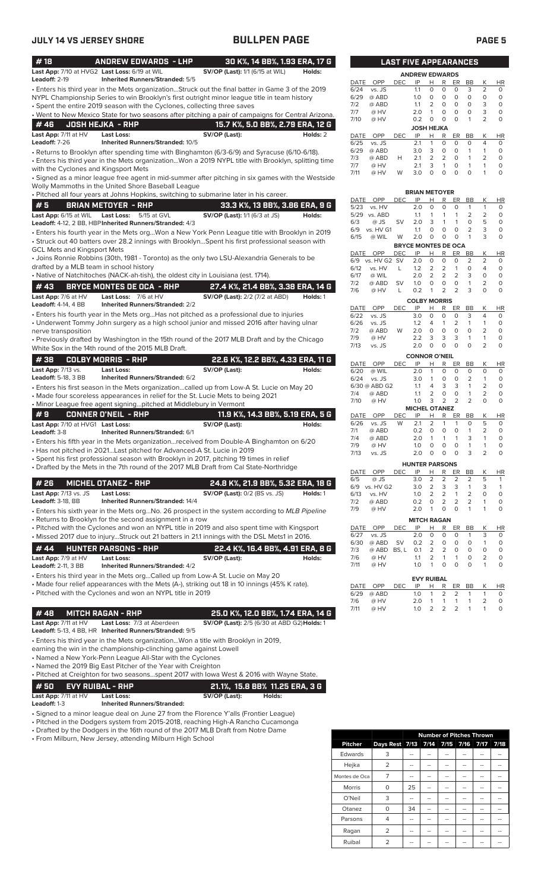## JULY 14 VS JERSEY SHORE — BULLPEN PAGE

### #18 ANDREW EDWARDS - LHP — 30 K%, 14 BB%, 1.93 ERA, 17 G

**Last App:** 7/10 at HVG2 **Last Loss:** 6/19 at WIL **SV/OP (Last):** 1/1 (6/15 at WIL) **Holds:**
**Leadoff:** 2-19 **Inherited Runners/Stranded:** 5/5

- Enters his third year in the Mets organization...Struck out the final batter in Game 3 of the 2019 NYPL Championship Series to win Brooklyn's first outright minor league title in team history
- Spent the entire 2019 season with the Cyclones, collecting three saves
- Went to New Mexico State for two seasons after pitching a pair of campaigns for Central Arizona.

### #46 JOSH HEJKA - RHP — 15.7 K%, 5.0 BB%, 2.79 ERA, 12 G

**Last App:** 7/11 at HV **Last Loss:** **SV/OP (Last):** **Holds:** 2
**Leadoff:** 7-26 **Inherited Runners/Stranded:** 10/5

- Returns to Brooklyn after spending time with Binghamton (6/3-6/9) and Syracuse (6/10-6/18).
- Enters his third year in the Mets organization...Won a 2019 NYPL title with Brooklyn, splitting time with the Cyclones and Kingsport Mets
- Signed as a minor league free agent in mid-summer after pitching in six games with the Westside Wolly Mammoths in the United Shore Baseball League
- Pitched all four years at Johns Hopkins, switching to submarine later in his career.

### #5 BRIAN METOYER - RHP — 33.3 K%, 13 BB%, 3.86 ERA, 9 G

**Last App:** 6/15 at WIL **Last Loss:** 5/15 at GVL **SV/OP (Last):** 1/1 (6/3 at JS) **Holds:**
**Leadoff:** 4-12, 2 BB, HBP **Inherited Runners/Stranded:** 4/3

- Enters his fourth year in the Mets org...Won a New York Penn League title with Brooklyn in 2019
- Struck out 40 batters over 28.2 innings with Brooklyn...Spent his first professional season with GCL Mets and Kingsport Mets
- Joins Ronnie Robbins (30th, 1981 - Toronto) as the only two LSU-Alexandria Generals to be drafted by a MLB team in school history
- Native of Natchitoches (NACK-ah-tish), the oldest city in Louisiana (est. 1714).

### #43 BRYCE MONTES DE OCA - RHP — 27.4 K%, 21.4 BB%, 3.38 ERA, 14 G

**Last App:** 7/6 at HV **Last Loss:** 7/6 at HV **SV/OP (Last):** 2/2 (7/2 at ABD) **Holds:** 1
**Leadoff:** 4-14, 4 BB **Inherited Runners/Stranded:** 2/2

- Enters his fourth year in the Mets org...Has not pitched as a professional due to injuries
- Underwent Tommy John surgery as a high school junior and missed 2016 after having ulnar nerve transposition
- Previously drafted by Washington in the 15th round of the 2017 MLB Draft and by the Chicago White Sox in the 14th round of the 2015 MLB Draft.

### #38 COLBY MORRIS - RHP — 22.6 K%, 12.2 BB%, 4.33 ERA, 11 G

**Last App:** 7/13 vs. **Last Loss:** **SV/OP (Last):** **Holds:**
**Leadoff:** 5-18, 3 BB **Inherited Runners/Stranded:** 6/2

- Enters his first season in the Mets organization...called up from Low-A St. Lucie on May 20
- Made four scoreless appearances in relief for the St. Lucie Mets to being 2021
- Minor League free agent signing...pitched at Middlebury in Vermont

### #9 CONNER O'NEIL - RHP — 11.9 K%, 14.3 BB%, 5.19 ERA, 5 G

**Last App:** 7/10 at HVG1 **Last Loss:** **SV/OP (Last):** **Holds:**
**Leadoff:** 3-8 **Inherited Runners/Stranded:** 6/1

- Enters his fifth year in the Mets organization...received from Double-A Binghamton on 6/20
- Has not pitched in 2021...Last pitched for Advanced-A St. Lucie in 2019
- Spent his first professional season with Brooklyn in 2017, pitching 19 times in relief
- Drafted by the Mets in the 7th round of the 2017 MLB Draft from Cal State-Northridge

### #26 MICHEL OTANEZ - RHP — 24.8 K%, 21.9 BB%, 5.32 ERA, 18 G

**Last App:** 7/13 vs. JS **Last Loss:** **SV/OP (Last):** 0/2 (BS vs. JS) **Holds:** 1
**Leadoff:** 3-18, BB **Inherited Runners/Stranded:** 14/4

- Enters his sixth year in the Mets org...No. 26 prospect in the system according to *MLB Pipeline*
- Returns to Brooklyn for the second assignment in a row
- Pitched with the Cyclones and won an NYPL title in 2019 and also spent time with Kingsport
- Missed 2017 due to injury...Struck out 21 batters in 21.1 innings with the DSL Mets1 in 2016.

### #44 HUNTER PARSONS - RHP — 22.4 K%, 16.4 BB%, 4.91 ERA, 8 G

**Last App:** 7/9 at HV **Last Loss:** **SV/OP (Last):** **Holds:**
**Leadoff:** 2-11, 3 BB **Inherited Runners/Stranded:** 4/2

- Enters his third year in the Mets org...Called up from Low-A St. Lucie on May 20
- Made four relief appearances with the Mets (A-), striking out 18 in 10 innings (45% K rate).
- Pitched with the Cyclones and won an NYPL title in 2019

### #48 MITCH RAGAN - RHP — 25.0 K%, 12.0 BB%, 1.74 ERA, 14 G

**Last App:** 7/11 at HV **Last Loss:** 7/3 at Aberdeen **SV/OP (Last):** 2/5 (6/30 at ABD G2) **Holds:** 1
**Leadoff:** 5-13, 4 BB, HR **Inherited Runners/Stranded:** 9/5

- Enters his third year in the Mets organization...Won a title with Brooklyn in 2019, earning the win in the championship-clinching game against Lowell
- Named a New York-Penn League All-Star with the Cyclones
- Named the 2019 Big East Pitcher of the Year with Creighton
- Pitched at Creighton for two seasons...spent 2017 with Iowa West & 2016 with Wayne State.

### #50 EVY RUIBAL - RHP — 21.1%, 15.8 BB% 11.25 ERA, 3 G

**Last App:** 7/11 at HV **Last Loss:** **SV/OP (Last):** **Holds:**
**Leadoff:** 1-3 **Inherited Runners/Stranded:**

- Signed to a minor league deal on June 27 from the Florence Y'alls (Frontier League)
- Pitched in the Dodgers system from 2015-2018, reaching High-A Rancho Cucamonga
- Drafted by the Dodgers in the 16th round of the 2017 MLB Draft from Notre Dame
- From Milburn, New Jersey, attending Milburn High School

## LAST FIVE APPEARANCES

**ANDREW EDWARDS**

| DATE | OPP | DEC | IP | H | R | ER | BB | K | HR |
|---|---|---|---|---|---|---|---|---|---|
| 6/24 | vs. JS | | 1.1 | 0 | 0 | 0 | 3 | 2 | 0 |
| 6/29 | @ ABD | | 1.0 | 0 | 0 | 0 | 0 | 0 | 0 |
| 7/2 | @ ABD | | 1.1 | 2 | 0 | 0 | 0 | 3 | 0 |
| 7/7 | @ HV | | 2.0 | 1 | 0 | 0 | 0 | 3 | 0 |
| 7/10 | @ HV | | 0.2 | 0 | 0 | 0 | 1 | 2 | 0 |

**JOSH HEJKA**

| DATE | OPP | DEC | IP | H | R | ER | BB | K | HR |
|---|---|---|---|---|---|---|---|---|---|
| 6/25 | vs. JS | | 2.1 | 1 | 0 | 0 | 0 | 4 | 0 |
| 6/29 | @ ABD | | 3.0 | 3 | 0 | 0 | 1 | 1 | 0 |
| 7/3 | @ ABD | H | 2.1 | 2 | 2 | 0 | 1 | 2 | 0 |
| 7/7 | @ HV | | 2.1 | 3 | 1 | 0 | 1 | 1 | 0 |
| 7/11 | @ HV | W | 3.0 | 0 | 0 | 0 | 0 | 1 | 0 |

**BRIAN METOYER**

| DATE | OPP | DEC | IP | H | R | ER | BB | K | HR |
|---|---|---|---|---|---|---|---|---|---|
| 5/23 | vs. HV | | 2.0 | 0 | 0 | 0 | 1 | 1 | 0 |
| 5/29 | vs. ABD | | 1.1 | 1 | 1 | 1 | 2 | 2 | 0 |
| 6/3 | @ JS | SV | 2.0 | 3 | 1 | 1 | 0 | 5 | 0 |
| 6/9 | vs. HV G1 | | 1.1 | 0 | 0 | 0 | 2 | 3 | 0 |
| 6/15 | @ WIL | W | 2.0 | 0 | 0 | 0 | 1 | 3 | 0 |

**BRYCE MONTES DE OCA**

| DATE | OPP | DEC | IP | H | R | ER | BB | K | HR |
|---|---|---|---|---|---|---|---|---|---|
| 6/9 | vs. HV G2 | SV | 2.0 | 0 | 0 | 0 | 2 | 2 | 0 |
| 6/12 | vs. HV | L | 1.2 | 2 | 2 | 1 | 0 | 4 | 0 |
| 6/17 | @ WIL | | 2.0 | 2 | 2 | 2 | 3 | 0 | 0 |
| 7/2 | @ ABD | SV | 1.0 | 0 | 0 | 0 | 1 | 2 | 0 |
| 7/6 | @ HV | L | 0.2 | 1 | 2 | 2 | 3 | 0 | 0 |

**COLBY MORRIS**

| DATE | OPP | DEC | IP | H | R | ER | BB | K | HR |
|---|---|---|---|---|---|---|---|---|---|
| 6/22 | vs. JS | | 3.0 | 0 | 0 | 0 | 3 | 4 | 0 |
| 6/26 | vs. JS | | 1.2 | 4 | 1 | 2 | 1 | 1 | 0 |
| 7/2 | @ ABD | W | 2.0 | 0 | 0 | 0 | 0 | 2 | 0 |
| 7/9 | @ HV | | 2.2 | 3 | 3 | 3 | 1 | 1 | 0 |
| 7/13 | vs. JS | | 2.0 | 0 | 0 | 0 | 0 | 2 | 0 |

**CONNOR O'NEIL**

| DATE | OPP | DEC | IP | H | R | ER | BB | K | HR |
|---|---|---|---|---|---|---|---|---|---|
| 6/20 | @ WIL | | 2.0 | 1 | 0 | 0 | 0 | 0 | 0 |
| 6/24 | vs. JS | | 3.0 | 1 | 0 | 0 | 2 | 1 | 0 |
| 6/30 | @ ABD G2 | | 1.1 | 4 | 3 | 3 | 1 | 2 | 0 |
| 7/4 | @ ABD | | 1.1 | 2 | 0 | 0 | 1 | 2 | 0 |
| 7/10 | @ HV | | 1.0 | 3 | 2 | 2 | 2 | 0 | 0 |

**MICHEL OTANEZ**

| DATE | OPP | DEC | IP | H | R | ER | BB | K | HR |
|---|---|---|---|---|---|---|---|---|---|
| 6/26 | vs. JS | W | 2.1 | 2 | 1 | 1 | 0 | 5 | 0 |
| 7/1 | @ ABD | | 0.2 | 0 | 0 | 0 | 1 | 2 | 0 |
| 7/4 | @ ABD | | 2.0 | 1 | 1 | 1 | 3 | 1 | 0 |
| 7/9 | @ HV | | 1.0 | 0 | 0 | 0 | 1 | 1 | 0 |
| 7/13 | vs. JS | | 2.0 | 0 | 0 | 0 | 3 | 2 | 0 |

**HUNTER PARSONS**

| DATE | OPP | DEC | IP | H | R | ER | BB | K | HR |
|---|---|---|---|---|---|---|---|---|---|
| 6/5 | @ JS | | 3.0 | 2 | 2 | 2 | 2 | 5 | 1 |
| 6/9 | vs. HV G2 | | 3.0 | 2 | 3 | 3 | 1 | 3 | 1 |
| 6/13 | vs. HV | | 1.0 | 2 | 2 | 1 | 2 | 0 | 0 |
| 7/2 | @ ABD | | 0.2 | 0 | 2 | 2 | 2 | 1 | 0 |
| 7/9 | @ HV | | 2.0 | 1 | 0 | 0 | 1 | 1 | 0 |

**MITCH RAGAN**

| DATE | OPP | DEC | IP | H | R | ER | BB | K | HR |
|---|---|---|---|---|---|---|---|---|---|
| 6/27 | vs. JS | | 2.0 | 0 | 0 | 0 | 1 | 3 | 0 |
| 6/30 | @ ABD | SV | 0.2 | 2 | 0 | 0 | 0 | 1 | 0 |
| 7/3 | @ ABD | BS, L | 0.1 | 2 | 2 | 0 | 0 | 0 | 0 |
| 7/6 | @ HV | | 1.1 | 2 | 1 | 1 | 0 | 2 | 0 |
| 7/11 | @ HV | | 1.0 | 1 | 0 | 0 | 0 | 1 | 0 |

**EVY RUIBAL**

| DATE | OPP | DEC | IP | H | R | ER | BB | K | HR |
|---|---|---|---|---|---|---|---|---|---|
| 6/29 | @ ABD | | 1.0 | 1 | 2 | 2 | 1 | 1 | 0 |
| 7/6 | @ HV | | 2.0 | 1 | 1 | 1 | 1 | 2 | 0 |
| 7/11 | @ HV | | 1.0 | 2 | 2 | 2 | 1 | 1 | 0 |

| | | Number of Pitches Thrown | | | | | |
|---|---|---|---|---|---|---|---|
| Pitcher | Days Rest | 7/13 | 7/14 | 7/15 | 7/16 | 7/17 | 7/18 |
| Edwards | 3 | -- | -- | -- | -- | -- | -- |
| Hejka | 2 | -- | -- | -- | -- | -- | -- |
| Montes de Oca | 7 | -- | -- | -- | -- | -- | -- |
| Morris | 0 | 25 | -- | -- | -- | -- | -- |
| O'Neil | 3 | -- | -- | -- | -- | -- | -- |
| Otanez | 0 | 34 | -- | -- | -- | -- | -- |
| Parsons | 4 | -- | -- | -- | -- | -- | -- |
| Ragan | 2 | -- | -- | -- | -- | -- | -- |
| Ruibal | 2 | -- | -- | -- | -- | -- | -- |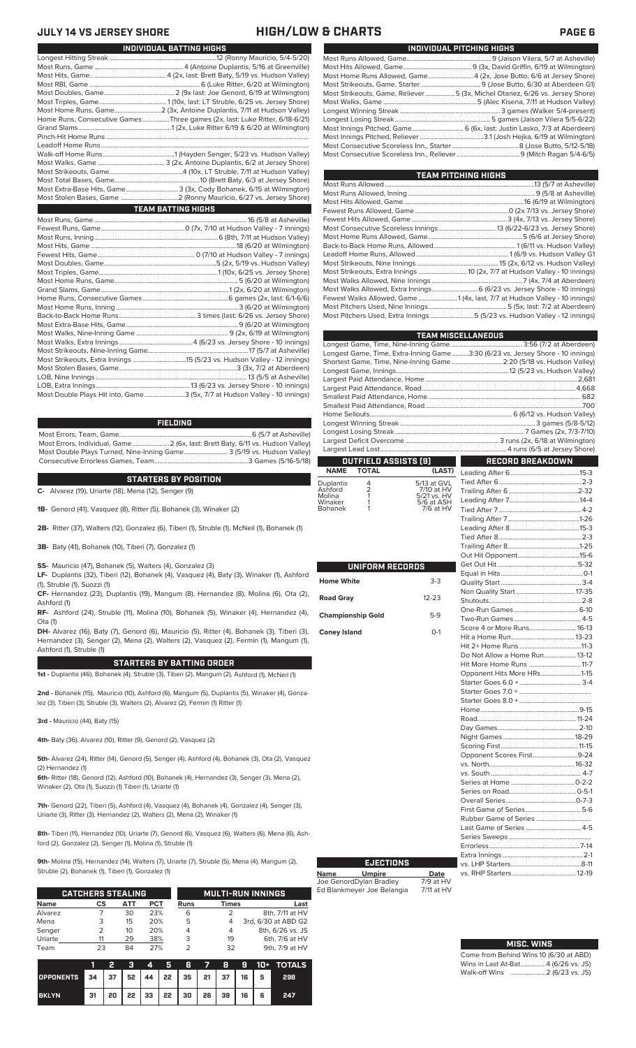# JULY 14 VS JERSEY SHORE — HIGH/LOW & CHARTS

## INDIVIDUAL BATTING HIGHS

| | |
|---|---|
| Longest Hitting Streak | 12 (Ronny Mauricio, 5/4-5/20) |
| Most Runs, Game | 4 (Antoine Duplantis, 5/16 at Greenville) |
| Most Hits, Game. | 4 (2x, last: Brett Baty, 5/19 vs. Hudson Valley) |
| Most RBI, Game | 6 (Luke Ritter, 6/20 at Wilmington) |
| Most Doubles, Game | 2 (9x last: Joe Genord, 6/19 at Wilmington) |
| Most Triples, Game | 1 (10x, last: LT Struble, 6/25 vs. Jersey Shore) |
| Most Home Runs, Game | 2 (3x, Antoine Duplantis, 7/11 at Hudson Valley) |
| Home Runs, Consecutive Games | Three games (2x, last: Luke Ritter, 6/18-6/21) |
| Grand Slams | 1 (2x, Luke Ritter 6/19 & 6/20 at Wilmington) |
| Pinch-Hit Home Runs | |
| Leadoff Home Runs | |
| Walk-off Home Runs | 1 (Hayden Senger, 5/23 vs. Hudson Valley) |
| Most Walks, Game | 3 (2x, Antoine Duplantis, 6/2 at Jersey Shore) |
| Most Strikeouts, Game | 4 (10x, LT Struble, 7/11 at Hudson Valley) |
| Most Total Bases, Game | 10 (Brett Baty, 6/3 at Jersey Shore) |
| Most Extra-Base Hits, Game | 3 (3x, Cody Bohanek, 6/15 at Wilmington) |
| Most Stolen Bases, Game | 2 (Ronny Mauricio, 6/27 vs. Jersey Shore) |

## TEAM BATTING HIGHS

| | |
|---|---|
| Most Runs, Game | 16 (5/8 at Asheville) |
| Fewest Runs, Game | 0 (7x, 7/10 at Hudson Valley - 7 innings) |
| Most Runs, Inning | 6 (8th, 7/11 at Hudson Valley) |
| Most Hits, Game | 18 (6/20 at Wilmington) |
| Fewest Hits, Game | 0 (7/10 at Hudson Valley - 7 innings) |
| Most Doubles, Game | 5 (2x, 5/19 vs. Hudson Valley) |
| Most Triples, Game | 1 (10x, 6/25 vs. Jersey Shore) |
| Most Home Runs, Game | 5 (6/20 at Wilmington) |
| Grand Slams, Game | 1 (2x, 6/20 at Wilmington) |
| Home Runs, Consecutive Games | 6 games (2x, last: 6/1-6/6) |
| Most Home Runs, Inning | 3 (6/20 at Wilmington) |
| Back-to-Back Home Runs | 3 times (last: 6/26 vs. Jersey Shore) |
| Most Extra-Base Hits, Game | 9 (6/20 at Wilmington) |
| Most Walks, Nine-Inning Game | 9 (2x, 6/19 at Wilmington) |
| Most Walks, Extra Innings | 4 (6/23 vs. Jersey Shore - 10 innings) |
| Most Strikeouts, Nine-Inning Game | 17 (5/7 at Asheville) |
| Most Strikeouts, Extra Innings | 15 (5/23 vs. Hudson Valley - 12 innings) |
| Most Stolen Bases, Game | 3 (3x, 7/2 at Aberdeen) |
| LOB, Nine Innings | 13 (5/5 at Asheville) |
| LOB, Extra Innings | 13 (6/23 vs. Jersey Shore - 10 innings) |
| Most Double Plays Hit into, Game | 3 (5x, 7/7 at Hudson Valley - 10 innings) |

## FIELDING

| | |
|---|---|
| Most Errors, Team, Game | 6 (5/7 at Asheville) |
| Most Errors, Individual, Game | 2 (6x, last: Brett Baty, 6/11 vs. Hudson Valley) |
| Most Double Plays Turned, Nine-Inning Game | 3 (5/19 vs. Hudson Valley) |
| Consecutive Errorless Games, Team | 3 Games (5/16-5/18) |

## STARTERS BY POSITION

**C-** Alvarez (19), Uriarte (18), Mena (12), Senger (9)

**1B-** Genord (41), Vasquez (8), Ritter (5), Bohanek (3), Winaker (2)

**2B-** Ritter (37), Walters (12), Gonzalez (6), Tiberi (1), Struble (1), McNeil (1), Bohanek (1)

**3B-** Baty (41), Bohanek (10), Tiberi (7), Gonzalez (1)

**SS-** Mauricio (47), Bohanek (5), Walters (4), Gonzalez (3)

**LF-** Duplantis (32), Tiberi (12), Bohanek (4), Vasquez (4), Baty (3), Winaker (1), Ashford (1), Struble (1), Suozzi (1)

**CF-** Hernandez (23), Duplantis (19), Mangum (8), Hernandez (8), Molina (6), Ota (2), Ashford (1)

**RF-** Ashford (24), Struble (11), Molina (10), Bohanek (5), Winaker (4), Hernandez (4), Ota (1)

**DH-** Alvarez (16), Baty (7), Genord (6), Mauricio (5), Ritter (4), Bohanek (3), Tiberi (3), Hernandez (3), Senger (2), Mena (2), Walters (2), Vasquez (2), Fermin (1), Mangum (1), Ashford (1), Struble (1)

## STARTERS BY BATTING ORDER

**1st -** Duplantis (46), Bohanek (4), Struble (3), Tiberi (2), Mangum (2), Ashford (1), McNeil (1)

**2nd -** Bohanek (15), Mauricio (10), Ashford (6), Mangum (5), Duplantis (5), Winaker (4), Gonzalez (3), Tiberi (3), Struble (3), Walters (2), Alvarez (2), Fermin (1) Ritter (1)

**3rd -** Mauricio (44), Baty (15)

**4th-** Baty (36), Alvarez (10), Ritter (9), Genord (2), Vasquez (2)

**5th-** Alvarez (24), Ritter (14), Genord (15), Senger (4), Ashford (4), Bohanek (3), Ota (2), Vasquez (2) Hernandez (1)

**6th-** Ritter (18), Genord (12), Ashford (10), Bohanek (4), Hernandez (3), Senger (3), Mena (2), Winaker (2), Ota (1), Suozzi (1) Tiberi (1), Uriarte (1)

**7th-** Genord (22), Tiberi (5), Ashford (4), Vasquez (4), Bohanek (4), Gonzalez (4), Senger (3), Uriarte (3), Ritter (3), Hernandez (2), Walters (2), Mena (2), Winaker (1)

**8th-** Tiberi (11), Hernandez (10), Uriarte (7), Genord (6), Vasquez (6), Walters (6), Mena (6), Ashford (2), Gonzalez (2), Senger (1), Molina (1), Struble (1)

**9th-** Molina (15), Hernandez (14), Walters (7), Uriarte (7), Struble (5), Mena (4), Mangum (2), Struble (2), Bohanek (1), Tiberi (1), Gonzalez (1)

## CATCHERS STEALING

| Name | CS | ATT | PCT |
|---|---|---|---|
| Alvarez | 7 | 30 | 23% |
| Mena | 3 | 15 | 20% |
| Senger | 2 | 10 | 20% |
| Uriarte | 11 | 29 | 38% |
| Team | 23 | 84 | 27% |

## MULTI-RUN INNINGS

| Runs | Times | Last |
|---|---|---|
| 6 | 2 | 8th, 7/11 at HV |
| 5 | 4 | 3rd, 6/30 at ABD G2 |
| 4 | 4 | 8th, 6/26 vs. JS |
| 3 | 19 | 6th, 7/6 at HV |
| 2 | 32 | 9th, 7/9 at HV |

| | 1 | 2 | 3 | 4 | 5 | 6 | 7 | 8 | 9 | 10+ | TOTALS |
|---|---|---|---|---|---|---|---|---|---|---|---|
| OPPONENTS | 34 | 37 | 52 | 44 | 22 | 35 | 21 | 37 | 16 | 5 | 298 |
| BKLYN | 31 | 20 | 22 | 33 | 22 | 30 | 26 | 39 | 16 | 6 | 247 |

## INDIVIDUAL PITCHING HIGHS

| | |
|---|---|
| Most Runs Allowed, Game | 9 (Jaison Vilera, 5/7 at Asheville) |
| Most Hits Allowed, Game | 9 (3x, David Griffin, 6/19 at Wilmington) |
| Most Home Runs Allowed, Game | 4 (2x, Jose Butto, 6/6 at Jersey Shore) |
| Most Strikeouts, Game, Starter | 9 (Jose Butto, 6/30 at Aberdeen G1) |
| Most Strikeouts, Game, Reliever | 5 (3x, Michel Otanez, 6/26 vs. Jersey Shore) |
| Most Walks, Game | 5 (Alec Kisena, 7/11 at Hudson Valley) |
| Longest Winning Streak | 3 games (Walker 5-4-present) |
| Longest Losing Streak | 5 games (Jaison Vilera 5/5-6/22) |
| Most Innings Pitched, Game | 6 (6x, last: Justin Lasko, 7/3 at Aberdeen) |
| Most Innings Pitched, Reliever | 3.1 (Josh Hejka, 6/19 at Wilmington) |
| Most Consecutive Scoreless Inn., Starter | 8 (Jose Butto, 5/12-5/18) |
| Most Consecutive Scoreless Inn., Reliever | 9 (Mitch Ragan 5/4-6/5) |

## TEAM PITCHING HIGHS

| | |
|---|---|
| Most Runs Allowed | 13 (5/7 at Asheville) |
| Most Runs Allowed, Inning | 9 (5/8 at Asheville) |
| Most Hits Allowed, Game | 16 (6/19 at Wilmington) |
| Fewest Runs Allowed, Game | 0 (2x 7/13 vs. Jersey Shore) |
| Fewest Hits Allowed, Game | 3 (4x, 7/13 vs. Jersey Shore) |
| Most Consecutive Scoreless Innings | 13 (6/22-6/23 vs. Jersey Shore) |
| Most Home Runs Allowed, Game | 5 (6/6 at Jersey Shore) |
| Back-to-Back Home Runs, Allowed | 1 (6/11 vs. Hudson Valley) |
| Leadoff Home Runs, Allowed | 1 (6/9 vs. Hudson Valley G1 |
| Most Strikeouts, Nine Innings | 15 (2x, 6/12 vs. Hudson Valley) |
| Most Strikeouts, Extra Innings | 10 (2x, 7/7 at Hudson Valley - 10 innings) |
| Most Walks Allowed, Nine Innings | 7 (4x, 7/4 at Aberdeen) |
| Most Walks Allowed, Extra Innings | 6 (6/23 vs. Jersey Shore - 10 innings) |
| Fewest Walks Allowed, Game | 1 (4x, last, 7/7 at Hudson Valley - 10 innings) |
| Most Pitchers Used, Nine Innings | 5 (5x, last: 7/2 at Aberdeen) |
| Most Pitchers Used, Extra Innings | 5 (5/23 vs. Hudson Valley - 12 innings) |

## TEAM MISCELLANEOUS

| | |
|---|---|
| Longest Game, Time, Nine-Inning Game | 3:56 (7/2 at Aberdeen) |
| Longest Game, Time, Extra-Inning Game | 3:30 (6/23 vs. Jersey Shore - 10 innings) |
| Shortest Game, Time, Nine-Inning Game | 2:20 (5/18 vs. Hudson Valley) |
| Longest Game, Innings | 12 (5/23 vs. Hudson Valley) |
| Largest Paid Attendance, Home | 2,681 |
| Largest Paid Attendance, Road | 4,668 |
| Smallest Paid Attendance, Home | 682 |
| Smallest Paid Attendance, Road | 700 |
| Home Sellouts | 6 (6/12 vs. Hudson Valley) |
| Longest Winning Streak | 3 games (5/8-5/12) |
| Longest Losing Streak | 7 Games (2x, 7/3-7/10) |
| Largest Deficit Overcome | 3 runs (2x, 6/18 at Wilmington) |
| Largest Lead Lost | 4 runs (6/5 at Jersey Shore) |

## OUTFIELD ASSISTS (9)

| NAME | TOTAL | (LAST) |
|---|---|---|
| Duplantis | 4 | 5/13 at GVL |
| Ashford | 2 | 7/10 at HV |
| Molina | 1 | 5/21 vs. HV |
| Winaker | 1 | 5/6 at ASH |
| Bohanek | 1 | 7/6 at HV |

## UNIFORM RECORDS

| | |
|---|---|
| Home White | 3-3 |
| Road Gray | 12-23 |
| Championship Gold | 5-9 |
| Coney Island | 0-1 |

## RECORD BREAKDOWN

| | |
|---|---|
| Leading After 6 | 15-3 |
| Tied After 6 | 2-3 |
| Trailing After 6 | 2-32 |
| Leading After 7 | 14-4 |
| Tied After 7 | 4-2 |
| Trailing After 7 | 1-26 |
| Leading After 8 | 15-3 |
| Tied After 8 | 2-3 |
| Trailing After 8 | 1-25 |
| Out Hit Opponent | 15-6 |
| Get Out Hit | 5-32 |
| Equal in Hits | 0-1 |
| Quality Start | 3-4 |
| Non Quality Start | 17-35 |
| Shutouts | 2-8 |
| One-Run Games | 6-10 |
| Two-Run Games | 4-5 |
| Score 4 or More Runs | 16-13 |
| Hit a Home Run | 13-23 |
| Hit 2+ Home Runs | 11-3 |
| Do Not Allow a Home Run | 13-12 |
| Hit More Home Runs | 11-7 |
| Opponent Hits More HRs | 1-15 |
| Starter Goes 6.0 + | 3-4 |
| Starter Goes 7.0 + | |
| Starter Goes 8.0 + | |
| Home | 9-15 |
| Road | 11-24 |
| Day Games | 2-10 |
| Night Games | 18-29 |
| Scoring First | 11-15 |
| Opponent Scores First | 9-24 |
| vs. North | 16-32 |
| vs. South | 4-7 |
| Series at Home | 0-2-2 |
| Series on Road | 0-5-1 |
| Overall Series | 0-7-3 |
| First Game of Series | 5-6 |
| Rubber Game of Series | |
| Last Game of Series | 4-5 |
| Series Sweeps | |
| Errorless | 7-14 |
| Extra Innings | 2-1 |
| vs. LHP Starters | 8-11 |
| vs. RHP Starters | 12-19 |

## EJECTIONS

| Name | Umpire | Date |
|---|---|---|
| Joe Genord | Dylan Bradley | 7/9 at HV |
| Ed Blankmeyer | Joe Belangia | 7/11 at HV |

## MISC. WINS

| | |
|---|---|
| Come from Behind Wins | 10 (6/30 at ABD) |
| Wins in Last At-Bat | 4 (6/26 vs. JS) |
| Walk-off Wins | 2 (6/23 vs. JS) |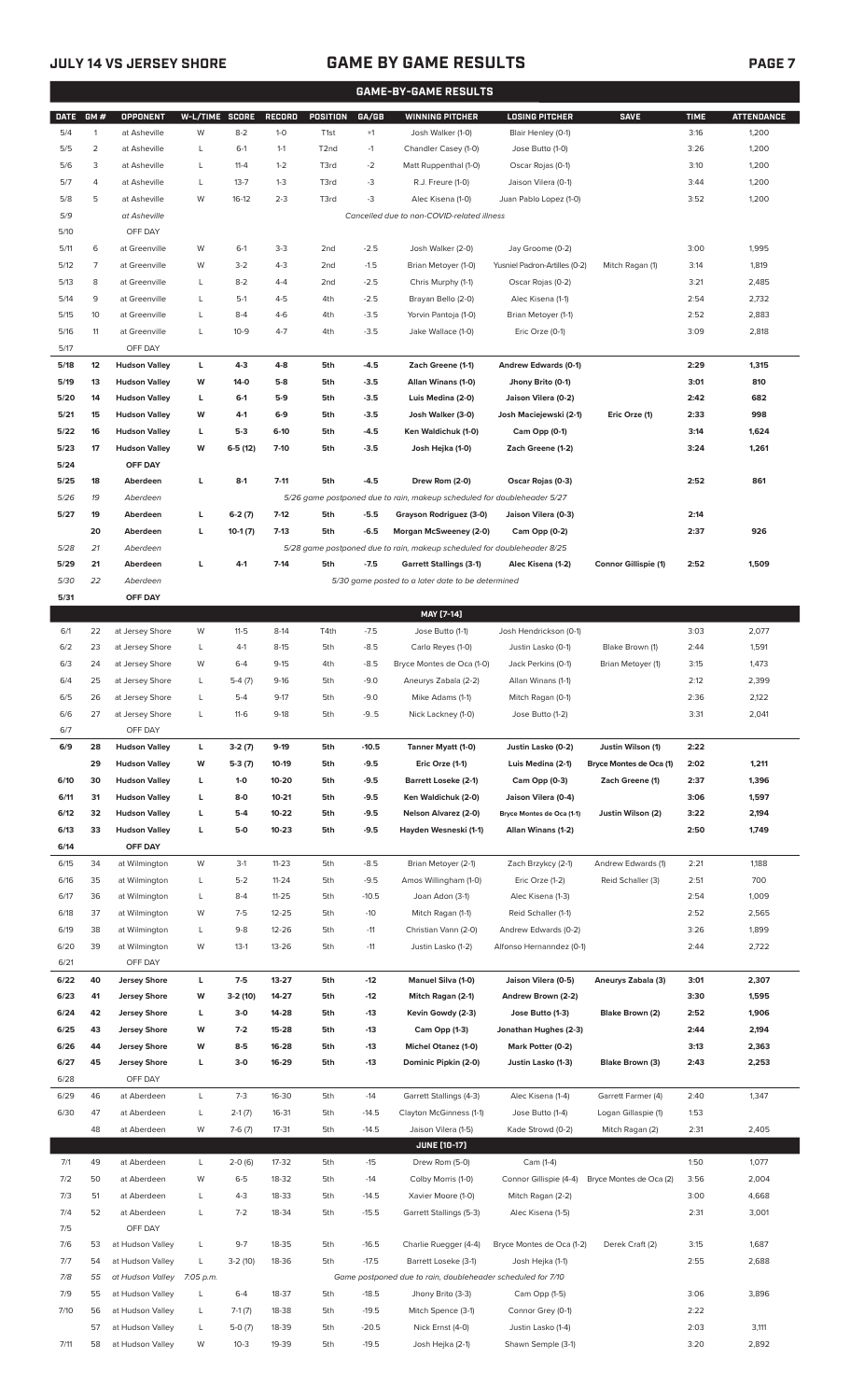## GAME-BY-GAME RESULTS

| DATE | GM # | OPPONENT | W-L/TIME | SCORE | RECORD | POSITION | GA/GB | WINNING PITCHER | LOSING PITCHER | SAVE | TIME | ATTENDANCE |
|---|---|---|---|---|---|---|---|---|---|---|---|---|
| 5/4 | 1 | at Asheville | W | 8-2 | 1-0 | T1st | +1 | Josh Walker (1-0) | Blair Henley (0-1) | | 3:16 | 1,200 |
| 5/5 | 2 | at Asheville | L | 6-1 | 1-1 | T2nd | -1 | Chandler Casey (1-0) | Jose Butto (1-0) | | 3:26 | 1,200 |
| 5/6 | 3 | at Asheville | L | 11-4 | 1-2 | T3rd | -2 | Matt Ruppenthal (1-0) | Oscar Rojas (0-1) | | 3:10 | 1,200 |
| 5/7 | 4 | at Asheville | L | 13-7 | 1-3 | T3rd | -3 | R.J. Freure (1-0) | Jaison Vilera (0-1) | | 3:44 | 1,200 |
| 5/8 | 5 | at Asheville | W | 16-12 | 2-3 | T3rd | -3 | Alec Kisena (1-0) | Juan Pablo Lopez (1-0) | | 3:52 | 1,200 |
| 5/9 | | at Asheville | | | | | | Cancelled due to non-COVID-related illness | | | | |
| 5/10 | | OFF DAY | | | | | | | | | | |
| 5/11 | 6 | at Greenville | W | 6-1 | 3-3 | 2nd | -2.5 | Josh Walker (2-0) | Jay Groome (0-2) | | 3:00 | 1,995 |
| 5/12 | 7 | at Greenville | W | 3-2 | 4-3 | 2nd | -1.5 | Brian Metoyer (1-0) | Yusniel Padron-Artilles (0-2) | Mitch Ragan (1) | 3:14 | 1,819 |
| 5/13 | 8 | at Greenville | L | 8-2 | 4-4 | 2nd | -2.5 | Chris Murphy (1-1) | Oscar Rojas (0-2) | | 3:21 | 2,485 |
| 5/14 | 9 | at Greenville | L | 5-1 | 4-5 | 4th | -2.5 | Brayan Bello (2-0) | Alec Kisena (1-1) | | 2:54 | 2,732 |
| 5/15 | 10 | at Greenville | L | 8-4 | 4-6 | 4th | -3.5 | Yorvin Pantoja (1-0) | Brian Metoyer (1-1) | | 2:52 | 2,883 |
| 5/16 | 11 | at Greenville | L | 10-9 | 4-7 | 4th | -3.5 | Jake Wallace (1-0) | Eric Orze (0-1) | | 3:09 | 2,818 |
| 5/17 | | OFF DAY | | | | | | | | | | |
| **5/18** | **12** | **Hudson Valley** | **L** | **4-3** | **4-8** | **5th** | **-4.5** | **Zach Greene (1-1)** | **Andrew Edwards (0-1)** | | **2:29** | **1,315** |
| **5/19** | **13** | **Hudson Valley** | **W** | **14-0** | **5-8** | **5th** | **-3.5** | **Allan Winans (1-0)** | **Jhony Brito (0-1)** | | **3:01** | **810** |
| **5/20** | **14** | **Hudson Valley** | **L** | **6-1** | **5-9** | **5th** | **-3.5** | **Luis Medina (2-0)** | **Jaison Vilera (0-2)** | | **2:42** | **682** |
| **5/21** | **15** | **Hudson Valley** | **W** | **4-1** | **6-9** | **5th** | **-3.5** | **Josh Walker (3-0)** | **Josh Maciejewski (2-1)** | **Eric Orze (1)** | **2:33** | **998** |
| **5/22** | **16** | **Hudson Valley** | **L** | **5-3** | **6-10** | **5th** | **-4.5** | **Ken Waldichuk (1-0)** | **Cam Opp (0-1)** | | **3:14** | **1,624** |
| **5/23** | **17** | **Hudson Valley** | **W** | **6-5 (12)** | **7-10** | **5th** | **-3.5** | **Josh Hejka (1-0)** | **Zach Greene (1-2)** | | **3:24** | **1,261** |
| **5/24** | | **OFF DAY** | | | | | | | | | | |
| **5/25** | **18** | **Aberdeen** | **L** | **8-1** | **7-11** | **5th** | **-4.5** | **Drew Rom (2-0)** | **Oscar Rojas (0-3)** | | **2:52** | **861** |
| 5/26 | 19 | Aberdeen | | | | | | 5/26 game postponed due to rain, makeup scheduled for doubleheader 5/27 | | | | |
| **5/27** | **19** | **Aberdeen** | **L** | **6-2 (7)** | **7-12** | **5th** | **-5.5** | **Grayson Rodriguez (3-0)** | **Jaison Vilera (0-3)** | | **2:14** | |
| | **20** | **Aberdeen** | **L** | **10-1 (7)** | **7-13** | **5th** | **-6.5** | **Morgan McSweeney (2-0)** | **Cam Opp (0-2)** | | **2:37** | **926** |
| 5/28 | 21 | Aberdeen | | | | | | 5/28 game postponed due to rain, makeup scheduled for doubleheader 8/25 | | | | |
| **5/29** | **21** | **Aberdeen** | **L** | **4-1** | **7-14** | **5th** | **-7.5** | **Garrett Stallings (3-1)** | **Alec Kisena (1-2)** | **Connor Gillispie (1)** | **2:52** | **1,509** |
| 5/30 | 22 | Aberdeen | | | | | | 5/30 game posted to a later date to be determined | | | | |
| **5/31** | | **OFF DAY** | | | | | | | | | | |
| | | | | | | | | **MAY [7-14]** | | | | |
| 6/1 | 22 | at Jersey Shore | W | 11-5 | 8-14 | T4th | -7.5 | Jose Butto (1-1) | Josh Hendrickson (0-1) | | 3:03 | 2,077 |
| 6/2 | 23 | at Jersey Shore | L | 4-1 | 8-15 | 5th | -8.5 | Carlo Reyes (1-0) | Justin Lasko (0-1) | Blake Brown (1) | 2:44 | 1,591 |
| 6/3 | 24 | at Jersey Shore | W | 6-4 | 9-15 | 4th | -8.5 | Bryce Montes de Oca (1-0) | Jack Perkins (0-1) | Brian Metoyer (1) | 3:15 | 1,473 |
| 6/4 | 25 | at Jersey Shore | L | 5-4 (7) | 9-16 | 5th | -9.0 | Aneurys Zabala (2-2) | Allan Winans (1-1) | | 2:12 | 2,399 |
| 6/5 | 26 | at Jersey Shore | L | 5-4 | 9-17 | 5th | -9.0 | Mike Adams (1-1) | Mitch Ragan (0-1) | | 2:36 | 2,122 |
| 6/6 | 27 | at Jersey Shore | L | 11-6 | 9-18 | 5th | -9..5 | Nick Lackney (1-0) | Jose Butto (1-2) | | 3:31 | 2,041 |
| 6/7 | | OFF DAY | | | | | | | | | | |
| **6/9** | **28** | **Hudson Valley** | **L** | **3-2 (7)** | **9-19** | **5th** | **-10.5** | **Tanner Myatt (1-0)** | **Justin Lasko (0-2)** | **Justin Wilson (1)** | **2:22** | |
| | **29** | **Hudson Valley** | **W** | **5-3 (7)** | **10-19** | **5th** | **-9.5** | **Eric Orze (1-1)** | **Luis Medina (2-1)** | **Bryce Montes de Oca (1)** | **2:02** | **1,211** |
| **6/10** | **30** | **Hudson Valley** | **L** | **1-0** | **10-20** | **5th** | **-9.5** | **Barrett Loseke (2-1)** | **Cam Opp (0-3)** | **Zach Greene (1)** | **2:37** | **1,396** |
| **6/11** | **31** | **Hudson Valley** | **L** | **8-0** | **10-21** | **5th** | **-9.5** | **Ken Waldichuk (2-0)** | **Jaison Vilera (0-4)** | | **3:06** | **1,597** |
| **6/12** | **32** | **Hudson Valley** | **L** | **5-4** | **10-22** | **5th** | **-9.5** | **Nelson Alvarez (2-0)** | **Bryce Montes de Oca (1-1)** | **Justin Wilson (2)** | **3:22** | **2,194** |
| **6/13** | **33** | **Hudson Valley** | **L** | **5-0** | **10-23** | **5th** | **-9.5** | **Hayden Wesneski (1-1)** | **Allan Winans (1-2)** | | **2:50** | **1,749** |
| **6/14** | | **OFF DAY** | | | | | | | | | | |
| 6/15 | 34 | at Wilmington | W | 3-1 | 11-23 | 5th | -8.5 | Brian Metoyer (2-1) | Zach Brzykcy (2-1) | Andrew Edwards (1) | 2:21 | 1,188 |
| 6/16 | 35 | at Wilmington | L | 5-2 | 11-24 | 5th | -9.5 | Amos Willingham (1-0) | Eric Orze (1-2) | Reid Schaller (3) | 2:51 | 700 |
| 6/17 | 36 | at Wilmington | L | 8-4 | 11-25 | 5th | -10.5 | Joan Adon (3-1) | Alec Kisena (1-3) | | 2:54 | 1,009 |
| 6/18 | 37 | at Wilmington | W | 7-5 | 12-25 | 5th | -10 | Mitch Ragan (1-1) | Reid Schaller (1-1) | | 2:52 | 2,565 |
| 6/19 | 38 | at Wilmington | L | 9-8 | 12-26 | 5th | -11 | Christian Vann (2-0) | Andrew Edwards (0-2) | | 3:26 | 1,899 |
| 6/20 | 39 | at Wilmington | W | 13-1 | 13-26 | 5th | -11 | Justin Lasko (1-2) | Alfonso Hernanndez (0-1) | | 2:44 | 2,722 |
| 6/21 | | OFF DAY | | | | | | | | | | |
| **6/22** | **40** | **Jersey Shore** | **L** | **7-5** | **13-27** | **5th** | **-12** | **Manuel Silva (1-0)** | **Jaison Vilera (0-5)** | **Aneurys Zabala (3)** | **3:01** | **2,307** |
| **6/23** | **41** | **Jersey Shore** | **W** | **3-2 (10)** | **14-27** | **5th** | **-12** | **Mitch Ragan (2-1)** | **Andrew Brown (2-2)** | | **3:30** | **1,595** |
| **6/24** | **42** | **Jersey Shore** | **L** | **3-0** | **14-28** | **5th** | **-13** | **Kevin Gowdy (2-3)** | **Jose Butto (1-3)** | **Blake Brown (2)** | **2:52** | **1,906** |
| **6/25** | **43** | **Jersey Shore** | **W** | **7-2** | **15-28** | **5th** | **-13** | **Cam Opp (1-3)** | **Jonathan Hughes (2-3)** | | **2:44** | **2,194** |
| **6/26** | **44** | **Jersey Shore** | **W** | **8-5** | **16-28** | **5th** | **-13** | **Michel Otanez (1-0)** | **Mark Potter (0-2)** | | **3:13** | **2,363** |
| **6/27** | **45** | **Jersey Shore** | **L** | **3-0** | **16-29** | **5th** | **-13** | **Dominic Pipkin (2-0)** | **Justin Lasko (1-3)** | **Blake Brown (3)** | **2:43** | **2,253** |
| 6/28 | | OFF DAY | | | | | | | | | | |
| 6/29 | 46 | at Aberdeen | L | 7-3 | 16-30 | 5th | -14 | Garrett Stallings (4-3) | Alec Kisena (1-4) | Garrett Farmer (4) | 2:40 | 1,347 |
| 6/30 | 47 | at Aberdeen | L | 2-1 (7) | 16-31 | 5th | -14.5 | Clayton McGinness (1-1) | Jose Butto (1-4) | Logan Gillaspie (1) | 1:53 | |
| | 48 | at Aberdeen | W | 7-6 (7) | 17-31 | 5th | -14.5 | Jaison Vilera (1-5) | Kade Strowd (0-2) | Mitch Ragan (2) | 2:31 | 2,405 |
| | | | | | | | | **JUNE [10-17]** | | | | |
| 7/1 | 49 | at Aberdeen | L | 2-0 (6) | 17-32 | 5th | -15 | Drew Rom (5-0) | Cam (1-4) | | 1:50 | 1,077 |
| 7/2 | 50 | at Aberdeen | W | 6-5 | 18-32 | 5th | -14 | Colby Morris (1-0) | Connor Gillispie (4-4) | Bryce Montes de Oca (2) | 3:56 | 2,004 |
| 7/3 | 51 | at Aberdeen | L | 4-3 | 18-33 | 5th | -14.5 | Xavier Moore (1-0) | Mitch Ragan (2-2) | | 3:00 | 4,668 |
| 7/4 | 52 | at Aberdeen | L | 7-2 | 18-34 | 5th | -15.5 | Garrett Stallings (5-3) | Alec Kisena (1-5) | | 2:31 | 3,001 |
| 7/5 | | OFF DAY | | | | | | | | | | |
| 7/6 | 53 | at Hudson Valley | L | 9-7 | 18-35 | 5th | -16.5 | Charlie Ruegger (4-4) | Bryce Montes de Oca (1-2) | Derek Craft (2) | 3:15 | 1,687 |
| 7/7 | 54 | at Hudson Valley | L | 3-2 (10) | 18-36 | 5th | -17.5 | Barrett Loseke (3-1) | Josh Hejka (1-1) | | 2:55 | 2,688 |
| 7/8 | 55 | at Hudson Valley | 7:05 p.m. | | | | | Game postponed due to rain, doubleheader scheduled for 7/10 | | | | |
| 7/9 | 55 | at Hudson Valley | L | 6-4 | 18-37 | 5th | -18.5 | Jhony Brito (3-3) | Cam Opp (1-5) | | 3:06 | 3,896 |
| 7/10 | 56 | at Hudson Valley | L | 7-1 (7) | 18-38 | 5th | -19.5 | Mitch Spence (3-1) | Connor Grey (0-1) | | 2:22 | |
| | 57 | at Hudson Valley | L | 5-0 (7) | 18-39 | 5th | -20.5 | Nick Ernst (4-0) | Justin Lasko (1-4) | | 2:03 | 3,111 |
| 7/11 | 58 | at Hudson Valley | W | 10-3 | 19-39 | 5th | -19.5 | Josh Hejka (2-1) | Shawn Semple (3-1) | | 3:20 | 2,892 |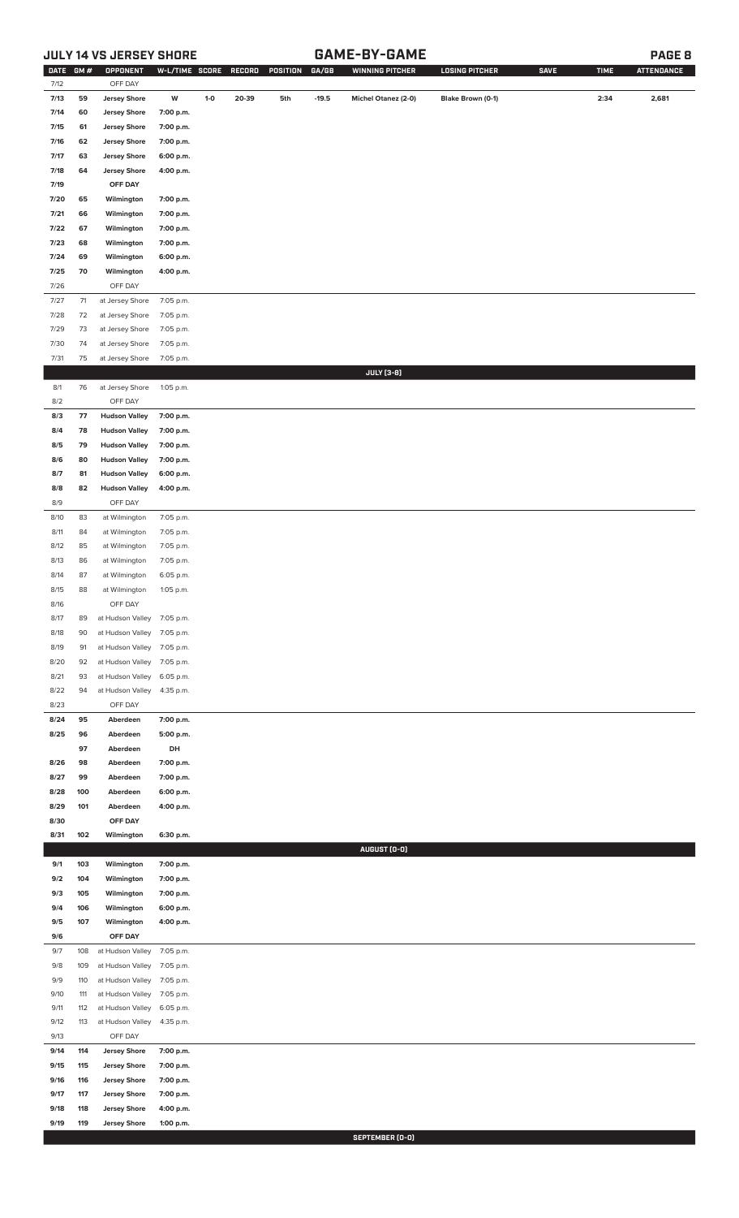## JULY 14 VS JERSEY SHORE

## GAME-BY-GAME

| DATE | GM # | OPPONENT | W-L/TIME | SCORE | RECORD | POSITION | GA/GB | WINNING PITCHER | LOSING PITCHER | SAVE | TIME | ATTENDANCE |
|---|---|---|---|---|---|---|---|---|---|---|---|---|
| 7/12 | | OFF DAY | | | | | | | | | | |
| 7/13 | 59 | Jersey Shore | W | 1-0 | 20-39 | 5th | -19.5 | Michel Otanez (2-0) | Blake Brown (0-1) | | 2:34 | 2,681 |
| 7/14 | 60 | Jersey Shore | 7:00 p.m. | | | | | | | | | |
| 7/15 | 61 | Jersey Shore | 7:00 p.m. | | | | | | | | | |
| 7/16 | 62 | Jersey Shore | 7:00 p.m. | | | | | | | | | |
| 7/17 | 63 | Jersey Shore | 6:00 p.m. | | | | | | | | | |
| 7/18 | 64 | Jersey Shore | 4:00 p.m. | | | | | | | | | |
| 7/19 | | OFF DAY | | | | | | | | | | |
| 7/20 | 65 | Wilmington | 7:00 p.m. | | | | | | | | | |
| 7/21 | 66 | Wilmington | 7:00 p.m. | | | | | | | | | |
| 7/22 | 67 | Wilmington | 7:00 p.m. | | | | | | | | | |
| 7/23 | 68 | Wilmington | 7:00 p.m. | | | | | | | | | |
| 7/24 | 69 | Wilmington | 6:00 p.m. | | | | | | | | | |
| 7/25 | 70 | Wilmington | 4:00 p.m. | | | | | | | | | |
| 7/26 | | OFF DAY | | | | | | | | | | |
| 7/27 | 71 | at Jersey Shore | 7:05 p.m. | | | | | | | | | |
| 7/28 | 72 | at Jersey Shore | 7:05 p.m. | | | | | | | | | |
| 7/29 | 73 | at Jersey Shore | 7:05 p.m. | | | | | | | | | |
| 7/30 | 74 | at Jersey Shore | 7:05 p.m. | | | | | | | | | |
| 7/31 | 75 | at Jersey Shore | 7:05 p.m. | | | | | | | | | |
| | | | | | | | | JULY [3-8] | | | | |
| 8/1 | 76 | at Jersey Shore | 1:05 p.m. | | | | | | | | | |
| 8/2 | | OFF DAY | | | | | | | | | | |
| 8/3 | 77 | Hudson Valley | 7:00 p.m. | | | | | | | | | |
| 8/4 | 78 | Hudson Valley | 7:00 p.m. | | | | | | | | | |
| 8/5 | 79 | Hudson Valley | 7:00 p.m. | | | | | | | | | |
| 8/6 | 80 | Hudson Valley | 7:00 p.m. | | | | | | | | | |
| 8/7 | 81 | Hudson Valley | 6:00 p.m. | | | | | | | | | |
| 8/8 | 82 | Hudson Valley | 4:00 p.m. | | | | | | | | | |
| 8/9 | | OFF DAY | | | | | | | | | | |
| 8/10 | 83 | at Wilmington | 7:05 p.m. | | | | | | | | | |
| 8/11 | 84 | at Wilmington | 7:05 p.m. | | | | | | | | | |
| 8/12 | 85 | at Wilmington | 7:05 p.m. | | | | | | | | | |
| 8/13 | 86 | at Wilmington | 7:05 p.m. | | | | | | | | | |
| 8/14 | 87 | at Wilmington | 6:05 p.m. | | | | | | | | | |
| 8/15 | 88 | at Wilmington | 1:05 p.m. | | | | | | | | | |
| 8/16 | | OFF DAY | | | | | | | | | | |
| 8/17 | 89 | at Hudson Valley | 7:05 p.m. | | | | | | | | | |
| 8/18 | 90 | at Hudson Valley | 7:05 p.m. | | | | | | | | | |
| 8/19 | 91 | at Hudson Valley | 7:05 p.m. | | | | | | | | | |
| 8/20 | 92 | at Hudson Valley | 7:05 p.m. | | | | | | | | | |
| 8/21 | 93 | at Hudson Valley | 6:05 p.m. | | | | | | | | | |
| 8/22 | 94 | at Hudson Valley | 4:35 p.m. | | | | | | | | | |
| 8/23 | | OFF DAY | | | | | | | | | | |
| 8/24 | 95 | Aberdeen | 7:00 p.m. | | | | | | | | | |
| 8/25 | 96 | Aberdeen | 5:00 p.m. | | | | | | | | | |
| | 97 | Aberdeen | DH | | | | | | | | | |
| 8/26 | 98 | Aberdeen | 7:00 p.m. | | | | | | | | | |
| 8/27 | 99 | Aberdeen | 7:00 p.m. | | | | | | | | | |
| 8/28 | 100 | Aberdeen | 6:00 p.m. | | | | | | | | | |
| 8/29 | 101 | Aberdeen | 4:00 p.m. | | | | | | | | | |
| 8/30 | | OFF DAY | | | | | | | | | | |
| 8/31 | 102 | Wilmington | 6:30 p.m. | | | | | | | | | |
| | | | | | | | | AUGUST [0-0] | | | | |
| 9/1 | 103 | Wilmington | 7:00 p.m. | | | | | | | | | |
| 9/2 | 104 | Wilmington | 7:00 p.m. | | | | | | | | | |
| 9/3 | 105 | Wilmington | 7:00 p.m. | | | | | | | | | |
| 9/4 | 106 | Wilmington | 6:00 p.m. | | | | | | | | | |
| 9/5 | 107 | Wilmington | 4:00 p.m. | | | | | | | | | |
| 9/6 | | OFF DAY | | | | | | | | | | |
| 9/7 | 108 | at Hudson Valley | 7:05 p.m. | | | | | | | | | |
| 9/8 | 109 | at Hudson Valley | 7:05 p.m. | | | | | | | | | |
| 9/9 | 110 | at Hudson Valley | 7:05 p.m. | | | | | | | | | |
| 9/10 | 111 | at Hudson Valley | 7:05 p.m. | | | | | | | | | |
| 9/11 | 112 | at Hudson Valley | 6:05 p.m. | | | | | | | | | |
| 9/12 | 113 | at Hudson Valley | 4:35 p.m. | | | | | | | | | |
| 9/13 | | OFF DAY | | | | | | | | | | |
| 9/14 | 114 | Jersey Shore | 7:00 p.m. | | | | | | | | | |
| 9/15 | 115 | Jersey Shore | 7:00 p.m. | | | | | | | | | |
| 9/16 | 116 | Jersey Shore | 7:00 p.m. | | | | | | | | | |
| 9/17 | 117 | Jersey Shore | 7:00 p.m. | | | | | | | | | |
| 9/18 | 118 | Jersey Shore | 4:00 p.m. | | | | | | | | | |
| 9/19 | 119 | Jersey Shore | 1:00 p.m. | | | | | | | | | |
| | | | | | | | | SEPTEMBER [0-0] | | | | |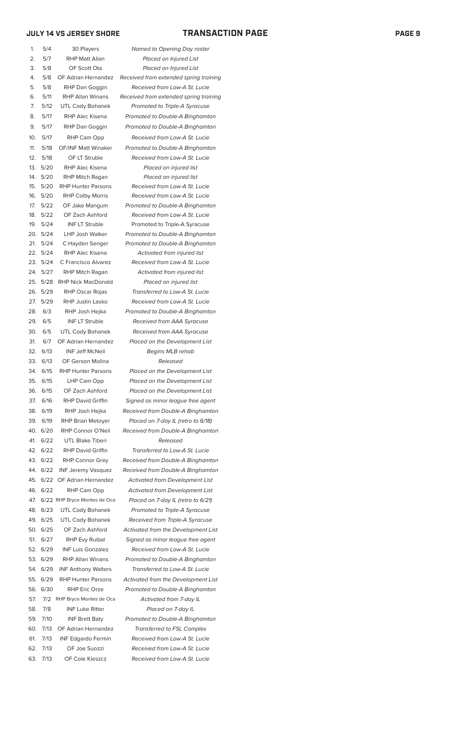## TRANSACTION PAGE

| | | | |
|---|---|---|---|
| 1. | 5/4 | 30 Players | *Named to Opening Day roster* |
| 2. | 5/7 | RHP Matt Allan | *Placed on Injured List* |
| 3. | 5/8 | OF Scott Ota | *Placed on Injured List* |
| 4. | 5/8 | OF Adrian Hernandez | *Received from extended spring training* |
| 5. | 5/8 | RHP Dan Goggin | *Received from Low-A St. Lucie* |
| 6. | 5/11 | RHP Allan Winans | *Received from extended spring training* |
| 7. | 5/12 | UTL Cody Bohanek | *Promoted to Triple-A Syracuse* |
| 8. | 5/17 | RHP Alec Kisena | *Promoted to Double-A Binghamton* |
| 9. | 5/17 | RHP Dan Goggin | *Promoted to Double-A Binghamton* |
| 10. | 5/17 | RHP Cam Opp | *Received from Low-A St. Lucie* |
| 11. | 5/18 | OF/INF Matt Winaker | *Promoted to Double-A Binghamton* |
| 12. | 5/18 | OF LT Struble | *Received from Low-A St. Lucie* |
| 13. | 5/20 | RHP Alec Kisena | *Placed on injured list* |
| 14. | 5/20 | RHP Mitch Ragan | *Placed on injured list* |
| 15. | 5/20 | RHP Hunter Parsons | *Received from Low-A St. Lucie* |
| 16. | 5/20 | RHP Colby Morris | *Received from Low-A St. Lucie* |
| 17. | 5/22 | OF Jake Mangum | *Promoted to Double-A Binghamton* |
| 18. | 5/22 | OF Zach Ashford | *Received from Low-A St. Lucie* |
| 19. | 5/24 | INF LT Struble | Promoted to Triple-A Syracuse |
| 20. | 5/24 | LHP Josh Walker | *Promoted to Double-A Binghamton* |
| 21. | 5/24 | C Hayden Senger | *Promoted to Double-A Binghamton* |
| 22. | 5/24 | RHP Alec Kisena | *Activated from injured list* |
| 23. | 5/24 | C Francisco Alvarez | *Received from Low-A St. Lucie* |
| 24. | 5/27 | RHP Mitch Ragan | *Activated from injured list* |
| 25. | 5/28 | RHP Nick MacDonald | *Placed on injured list* |
| 26. | 5/29 | RHP Oscar Rojas | *Transferred to Low-A St. Lucie* |
| 27. | 5/29 | RHP Justin Lasko | *Received from Low-A St. Lucie* |
| 28. | 6/3 | RHP Josh Hejka | *Promoted to Double-A Binghamton* |
| 29. | 6/5 | INF LT Struble | *Received from AAA Syracuse* |
| 30. | 6/5 | UTL Cody Bohanek | *Received from AAA Syracuse* |
| 31. | 6/7 | OF Adrian Hernandez | *Placed on the Development List* |
| 32. | 6/13 | INF Jeff McNeil | *Begins MLB rehab* |
| 33. | 6/13 | OF Gerson Molina | *Released* |
| 34. | 6/15 | RHP Hunter Parsons | *Placed on the Development List* |
| 35. | 6/15 | LHP Cam Opp | *Placed on the Development List* |
| 36. | 6/15 | OF Zach Ashford | *Placed on the Development List* |
| 37. | 6/16 | RHP David Griffin | *Signed as minor league free agent* |
| 38. | 6/19 | RHP Josh Hejka | *Received from Double-A Binghamton* |
| 39. | 6/19 | RHP Brian Metoyer | *Placed on 7-day IL (retro to 6/18)* |
| 40. | 6/20 | RHP Connor O'Neil | *Received from Double-A Binghamton* |
| 41. | 6/22 | UTL Blake Tiberi | *Released* |
| 42. | 6/22 | RHP David Griffin | *Transferred to Low-A St. Lucie* |
| 43. | 6/22 | RHP Connor Grey | *Received from Double-A Binghamton* |
| 44. | 6/22 | INF Jeremy Vasquez | *Received from Double-A Binghamton* |
| 45. | 6/22 | OF Adrian Hernandez | *Activated from Development List* |
| 46. | 6/22 | RHP Cam Opp | *Activated from Development List* |
| 47. | 6/22 | RHP Bryce Montes de Oca | *Placed on 7-day IL (retro to 6/21)* |
| 48. | 6/23 | UTL Cody Bohanek | *Promoted to Triple-A Syracuse* |
| 49. | 6/25 | UTL Cody Bohanek | *Received from Triple-A Syracuse* |
| 50. | 6/25 | OF Zach Ashford | *Activated from the Development List* |
| 51. | 6/27 | RHP Evy Ruibal | *Signed as minor league free agent* |
| 52. | 6/29 | INF Luis Gonzalez | *Received from Low-A St. Lucie* |
| 53. | 6/29 | RHP Allan Winans | *Promoted to Double-A Binghamton* |
| 54. | 6/29 | INF Anthony Walters | *Transferred to Low-A St. Lucie* |
| 55. | 6/29 | RHP Hunter Parsons | *Activated from the Development List* |
| 56. | 6/30 | RHP Eric Orze | *Promoted to Double-A Binghamton* |
| 57. | 7/2 | RHP Bryce Montes de Oca | *Activated from 7-day IL* |
| 58. | 7/8 | INF Luke Ritter | *Placed on 7-day IL* |
| 59. | 7/10 | INF Brett Baty | *Promoted to Double-A Binghamton* |
| 60. | 7/13 | OF Adrian Hernandez | *Transferred to FSL Complex* |
| 61. | 7/13 | INF Edgardo Fermin | *Received from Low-A St. Lucie* |
| 62. | 7/13 | OF Joe Suozzi | *Received from Low-A St. Lucie* |
| 63. | 7/13 | OF Cole Kleszcz | *Received from Low-A St. Lucie* |